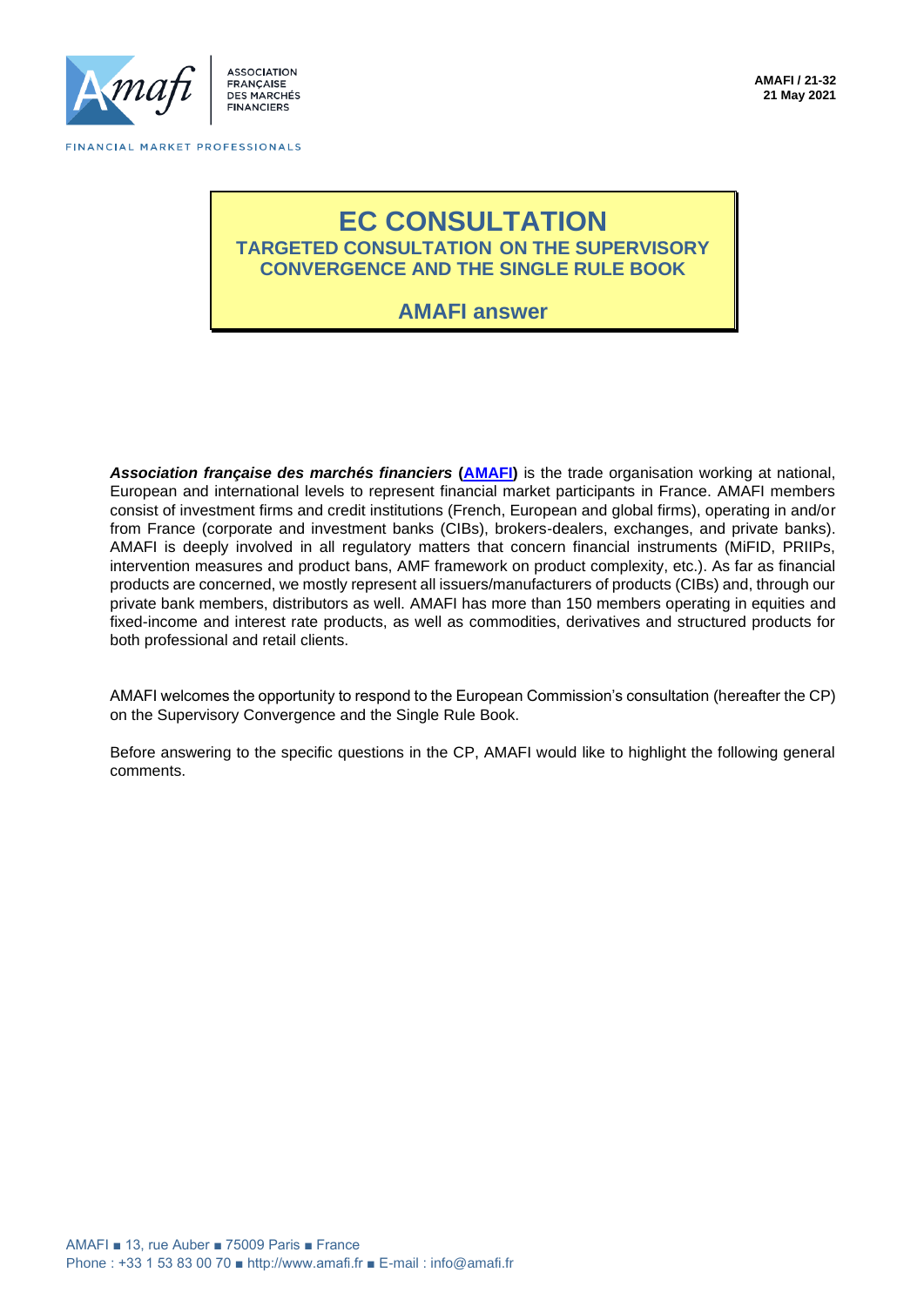ASSOCIATION FRANÇAISE DES MARCHÉS FINANCIERS

FINANCIAL MARKET PROFESSIONALS

**AMAFI / 21-32**
**21 May 2021**

# EC CONSULTATION

## TARGETED CONSULTATION ON THE SUPERVISORY CONVERGENCE AND THE SINGLE RULE BOOK

## AMAFI answer

***Association française des marchés financiers*** **(AMAFI)** is the trade organisation working at national, European and international levels to represent financial market participants in France. AMAFI members consist of investment firms and credit institutions (French, European and global firms), operating in and/or from France (corporate and investment banks (CIBs), brokers-dealers, exchanges, and private banks). AMAFI is deeply involved in all regulatory matters that concern financial instruments (MiFID, PRIIPs, intervention measures and product bans, AMF framework on product complexity, etc.). As far as financial products are concerned, we mostly represent all issuers/manufacturers of products (CIBs) and, through our private bank members, distributors as well. AMAFI has more than 150 members operating in equities and fixed-income and interest rate products, as well as commodities, derivatives and structured products for both professional and retail clients.

AMAFI welcomes the opportunity to respond to the European Commission's consultation (hereafter the CP) on the Supervisory Convergence and the Single Rule Book.

Before answering to the specific questions in the CP, AMAFI would like to highlight the following general comments.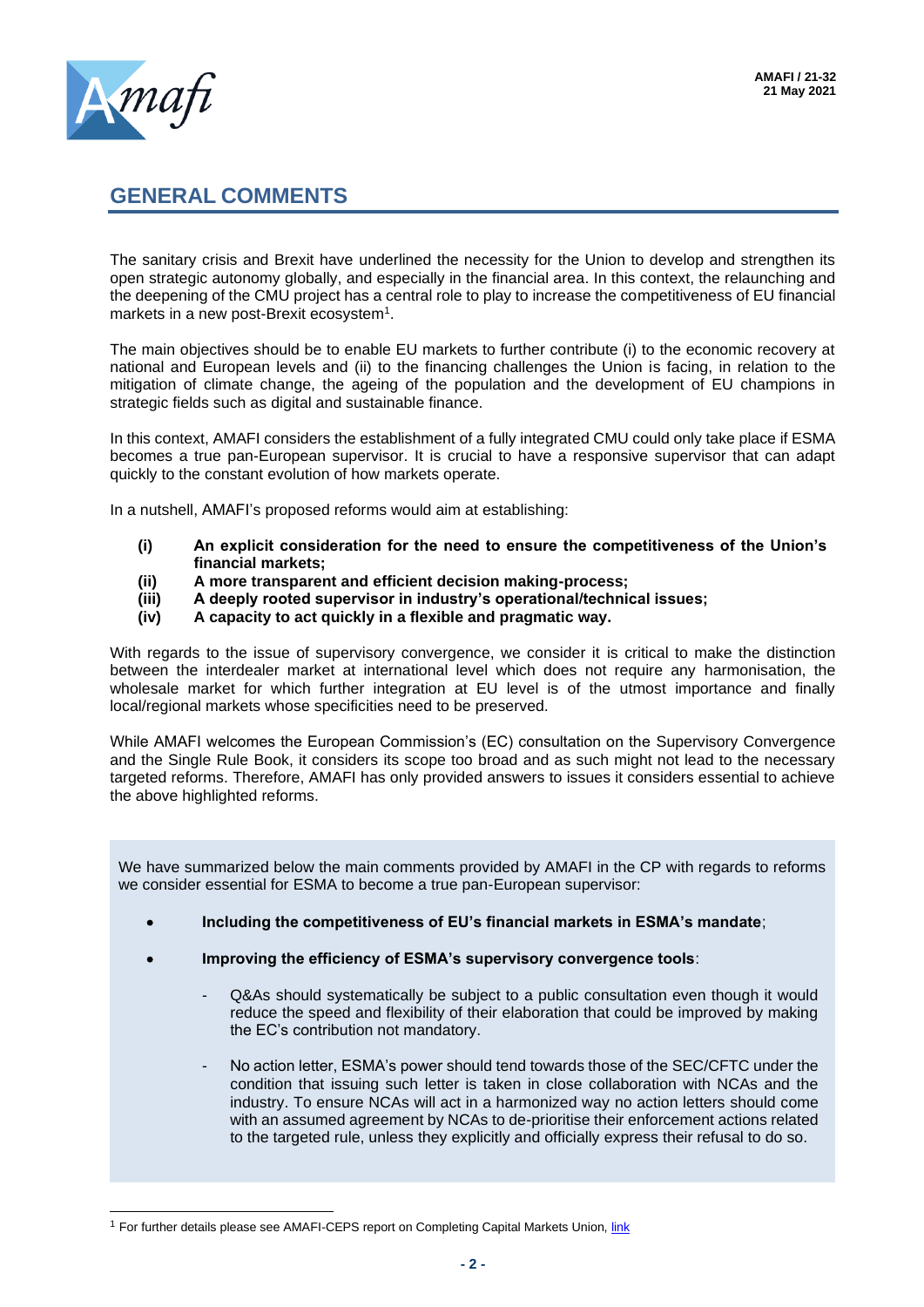## GENERAL COMMENTS

The sanitary crisis and Brexit have underlined the necessity for the Union to develop and strengthen its open strategic autonomy globally, and especially in the financial area. In this context, the relaunching and the deepening of the CMU project has a central role to play to increase the competitiveness of EU financial markets in a new post-Brexit ecosystem[1].

The main objectives should be to enable EU markets to further contribute (i) to the economic recovery at national and European levels and (ii) to the financing challenges the Union is facing, in relation to the mitigation of climate change, the ageing of the population and the development of EU champions in strategic fields such as digital and sustainable finance.

In this context, AMAFI considers the establishment of a fully integrated CMU could only take place if ESMA becomes a true pan-European supervisor. It is crucial to have a responsive supervisor that can adapt quickly to the constant evolution of how markets operate.

In a nutshell, AMAFI's proposed reforms would aim at establishing:

- **(i) An explicit consideration for the need to ensure the competitiveness of the Union's financial markets;**
- **(ii) A more transparent and efficient decision making-process;**
- **(iii) A deeply rooted supervisor in industry's operational/technical issues;**
- **(iv) A capacity to act quickly in a flexible and pragmatic way.**

With regards to the issue of supervisory convergence, we consider it is critical to make the distinction between the interdealer market at international level which does not require any harmonisation, the wholesale market for which further integration at EU level is of the utmost importance and finally local/regional markets whose specificities need to be preserved.

While AMAFI welcomes the European Commission's (EC) consultation on the Supervisory Convergence and the Single Rule Book, it considers its scope too broad and as such might not lead to the necessary targeted reforms. Therefore, AMAFI has only provided answers to issues it considers essential to achieve the above highlighted reforms.

We have summarized below the main comments provided by AMAFI in the CP with regards to reforms we consider essential for ESMA to become a true pan-European supervisor:

- **Including the competitiveness of EU's financial markets in ESMA's mandate**;
- **Improving the efficiency of ESMA's supervisory convergence tools**:
  - Q&As should systematically be subject to a public consultation even though it would reduce the speed and flexibility of their elaboration that could be improved by making the EC's contribution not mandatory.
  - No action letter, ESMA's power should tend towards those of the SEC/CFTC under the condition that issuing such letter is taken in close collaboration with NCAs and the industry. To ensure NCAs will act in a harmonized way no action letters should come with an assumed agreement by NCAs to de-prioritise their enforcement actions related to the targeted rule, unless they explicitly and officially express their refusal to do so.

[1] For further details please see AMAFI-CEPS report on Completing Capital Markets Union, link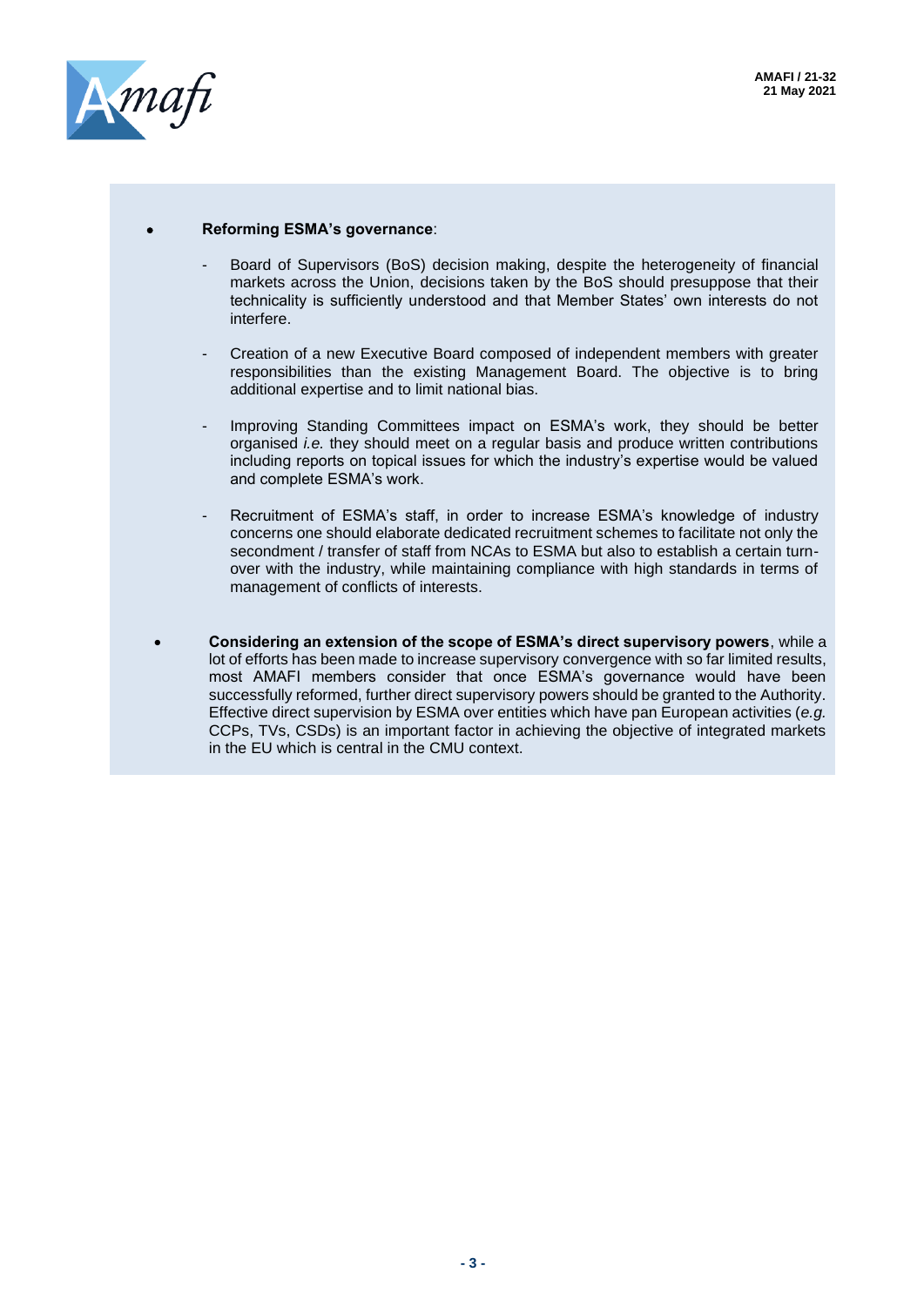- **Reforming ESMA's governance**:

  - Board of Supervisors (BoS) decision making, despite the heterogeneity of financial markets across the Union, decisions taken by the BoS should presuppose that their technicality is sufficiently understood and that Member States' own interests do not interfere.

  - Creation of a new Executive Board composed of independent members with greater responsibilities than the existing Management Board. The objective is to bring additional expertise and to limit national bias.

  - Improving Standing Committees impact on ESMA's work, they should be better organised *i.e.* they should meet on a regular basis and produce written contributions including reports on topical issues for which the industry's expertise would be valued and complete ESMA's work.

  - Recruitment of ESMA's staff, in order to increase ESMA's knowledge of industry concerns one should elaborate dedicated recruitment schemes to facilitate not only the secondment / transfer of staff from NCAs to ESMA but also to establish a certain turn-over with the industry, while maintaining compliance with high standards in terms of management of conflicts of interests.

- **Considering an extension of the scope of ESMA's direct supervisory powers**, while a lot of efforts has been made to increase supervisory convergence with so far limited results, most AMAFI members consider that once ESMA's governance would have been successfully reformed, further direct supervisory powers should be granted to the Authority. Effective direct supervision by ESMA over entities which have pan European activities (*e.g.* CCPs, TVs, CSDs) is an important factor in achieving the objective of integrated markets in the EU which is central in the CMU context.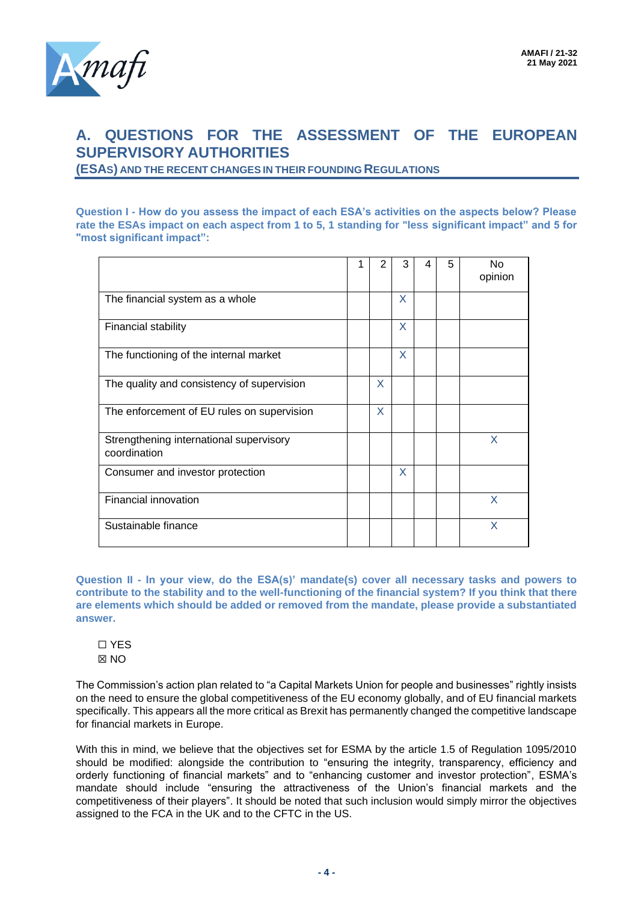# A. QUESTIONS FOR THE ASSESSMENT OF THE EUROPEAN SUPERVISORY AUTHORITIES

## (ESAs) AND THE RECENT CHANGES IN THEIR FOUNDING REGULATIONS

**Question I - How do you assess the impact of each ESA's activities on the aspects below? Please rate the ESAs impact on each aspect from 1 to 5, 1 standing for "less significant impact" and 5 for "most significant impact":**

| | 1 | 2 | 3 | 4 | 5 | No opinion |
|---|---|---|---|---|---|---|
| The financial system as a whole | | | X | | | |
| Financial stability | | | X | | | |
| The functioning of the internal market | | | X | | | |
| The quality and consistency of supervision | | X | | | | |
| The enforcement of EU rules on supervision | | X | | | | |
| Strengthening international supervisory coordination | | | | | | X |
| Consumer and investor protection | | | X | | | |
| Financial innovation | | | | | | X |
| Sustainable finance | | | | | | X |

**Question II - In your view, do the ESA(s)' mandate(s) cover all necessary tasks and powers to contribute to the stability and to the well-functioning of the financial system? If you think that there are elements which should be added or removed from the mandate, please provide a substantiated answer.**

☐ YES
☒ NO

The Commission's action plan related to "a Capital Markets Union for people and businesses" rightly insists on the need to ensure the global competitiveness of the EU economy globally, and of EU financial markets specifically. This appears all the more critical as Brexit has permanently changed the competitive landscape for financial markets in Europe.

With this in mind, we believe that the objectives set for ESMA by the article 1.5 of Regulation 1095/2010 should be modified: alongside the contribution to "ensuring the integrity, transparency, efficiency and orderly functioning of financial markets" and to "enhancing customer and investor protection", ESMA's mandate should include "ensuring the attractiveness of the Union's financial markets and the competitiveness of their players". It should be noted that such inclusion would simply mirror the objectives assigned to the FCA in the UK and to the CFTC in the US.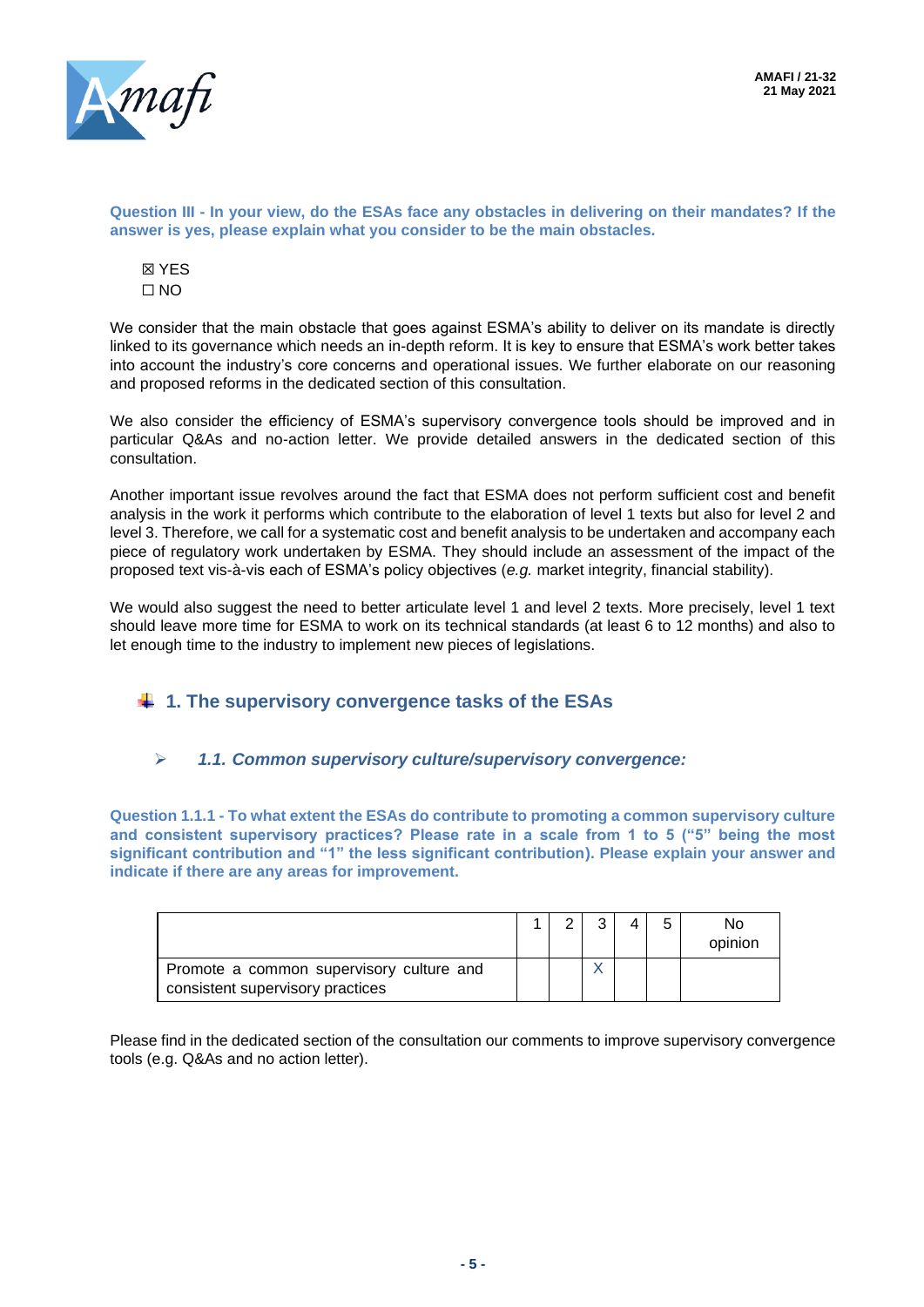**Question III - In your view, do the ESAs face any obstacles in delivering on their mandates? If the answer is yes, please explain what you consider to be the main obstacles.**

☒ YES
☐ NO

We consider that the main obstacle that goes against ESMA's ability to deliver on its mandate is directly linked to its governance which needs an in-depth reform. It is key to ensure that ESMA's work better takes into account the industry's core concerns and operational issues. We further elaborate on our reasoning and proposed reforms in the dedicated section of this consultation.

We also consider the efficiency of ESMA's supervisory convergence tools should be improved and in particular Q&As and no-action letter. We provide detailed answers in the dedicated section of this consultation.

Another important issue revolves around the fact that ESMA does not perform sufficient cost and benefit analysis in the work it performs which contribute to the elaboration of level 1 texts but also for level 2 and level 3. Therefore, we call for a systematic cost and benefit analysis to be undertaken and accompany each piece of regulatory work undertaken by ESMA. They should include an assessment of the impact of the proposed text vis-à-vis each of ESMA's policy objectives (*e.g.* market integrity, financial stability).

We would also suggest the need to better articulate level 1 and level 2 texts. More precisely, level 1 text should leave more time for ESMA to work on its technical standards (at least 6 to 12 months) and also to let enough time to the industry to implement new pieces of legislations.

## 1. The supervisory convergence tasks of the ESAs

### *1.1. Common supervisory culture/supervisory convergence:*

**Question 1.1.1 - To what extent the ESAs do contribute to promoting a common supervisory culture and consistent supervisory practices? Please rate in a scale from 1 to 5 ("5" being the most significant contribution and "1" the less significant contribution). Please explain your answer and indicate if there are any areas for improvement.**

| | 1 | 2 | 3 | 4 | 5 | No opinion |
|---|---|---|---|---|---|---|
| Promote a common supervisory culture and consistent supervisory practices | | | X | | | |

Please find in the dedicated section of the consultation our comments to improve supervisory convergence tools (e.g. Q&As and no action letter).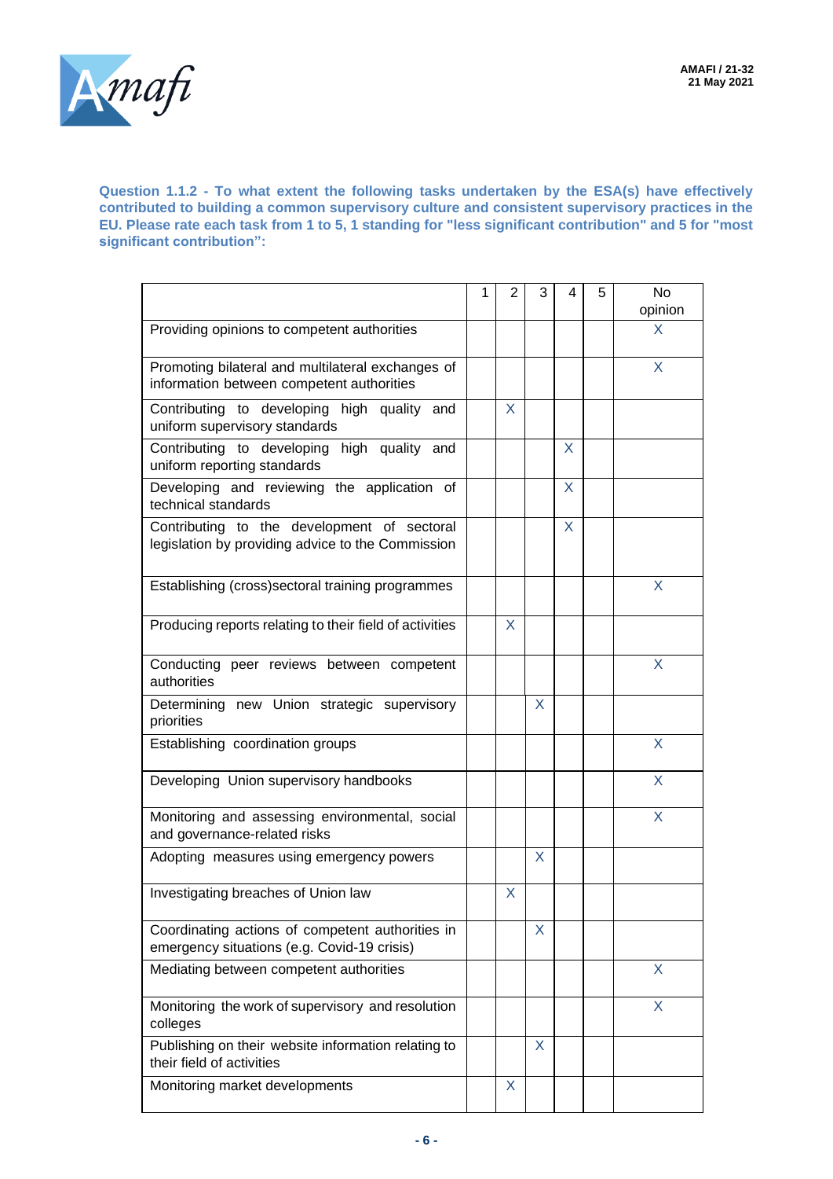**Question 1.1.2 - To what extent the following tasks undertaken by the ESA(s) have effectively contributed to building a common supervisory culture and consistent supervisory practices in the EU. Please rate each task from 1 to 5, 1 standing for "less significant contribution" and 5 for "most significant contribution":**

| | 1 | 2 | 3 | 4 | 5 | No opinion |
|---|---|---|---|---|---|---|
| Providing opinions to competent authorities | | | | | | X |
| Promoting bilateral and multilateral exchanges of information between competent authorities | | | | | | X |
| Contributing to developing high quality and uniform supervisory standards | | X | | | | |
| Contributing to developing high quality and uniform reporting standards | | | | X | | |
| Developing and reviewing the application of technical standards | | | | X | | |
| Contributing to the development of sectoral legislation by providing advice to the Commission | | | | X | | |
| Establishing (cross)sectoral training programmes | | | | | | X |
| Producing reports relating to their field of activities | | X | | | | |
| Conducting peer reviews between competent authorities | | | | | | X |
| Determining new Union strategic supervisory priorities | | | X | | | |
| Establishing coordination groups | | | | | | X |
| Developing Union supervisory handbooks | | | | | | X |
| Monitoring and assessing environmental, social and governance-related risks | | | | | | X |
| Adopting measures using emergency powers | | | X | | | |
| Investigating breaches of Union law | | X | | | | |
| Coordinating actions of competent authorities in emergency situations (e.g. Covid-19 crisis) | | | X | | | |
| Mediating between competent authorities | | | | | | X |
| Monitoring the work of supervisory and resolution colleges | | | | | | X |
| Publishing on their website information relating to their field of activities | | | X | | | |
| Monitoring market developments | | X | | | | |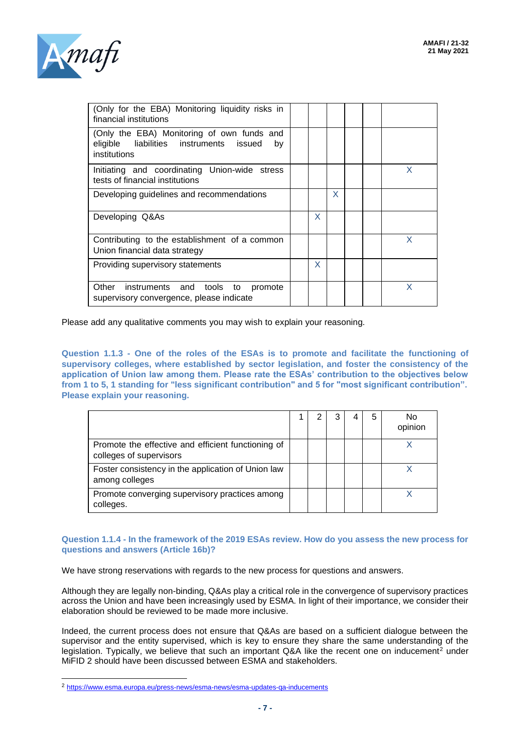| | 1 | 2 | 3 | 4 | 5 | No opinion |
|---|---|---|---|---|---|---|
| (Only for the EBA) Monitoring liquidity risks in financial institutions | | | | | | |
| (Only the EBA) Monitoring of own funds and eligible liabilities instruments issued by institutions | | | | | | |
| Initiating and coordinating Union-wide stress tests of financial institutions | | | | | | X |
| Developing guidelines and recommendations | | | X | | | |
| Developing Q&As | | X | | | | |
| Contributing to the establishment of a common Union financial data strategy | | | | | | X |
| Providing supervisory statements | | X | | | | |
| Other instruments and tools to promote supervisory convergence, please indicate | | | | | | X |

Please add any qualitative comments you may wish to explain your reasoning.

**Question 1.1.3 - One of the roles of the ESAs is to promote and facilitate the functioning of supervisory colleges, where established by sector legislation, and foster the consistency of the application of Union law among them. Please rate the ESAs' contribution to the objectives below from 1 to 5, 1 standing for "less significant contribution" and 5 for "most significant contribution". Please explain your reasoning.**

| | 1 | 2 | 3 | 4 | 5 | No opinion |
|---|---|---|---|---|---|---|
| Promote the effective and efficient functioning of colleges of supervisors | | | | | | X |
| Foster consistency in the application of Union law among colleges | | | | | | X |
| Promote converging supervisory practices among colleges. | | | | | | X |

**Question 1.1.4 - In the framework of the 2019 ESAs review. How do you assess the new process for questions and answers (Article 16b)?**

We have strong reservations with regards to the new process for questions and answers.

Although they are legally non-binding, Q&As play a critical role in the convergence of supervisory practices across the Union and have been increasingly used by ESMA. In light of their importance, we consider their elaboration should be reviewed to be made more inclusive.

Indeed, the current process does not ensure that Q&As are based on a sufficient dialogue between the supervisor and the entity supervised, which is key to ensure they share the same understanding of the legislation. Typically, we believe that such an important Q&A like the recent one on inducement[2] under MiFID 2 should have been discussed between ESMA and stakeholders.

[2] https://www.esma.europa.eu/press-news/esma-news/esma-updates-qa-inducements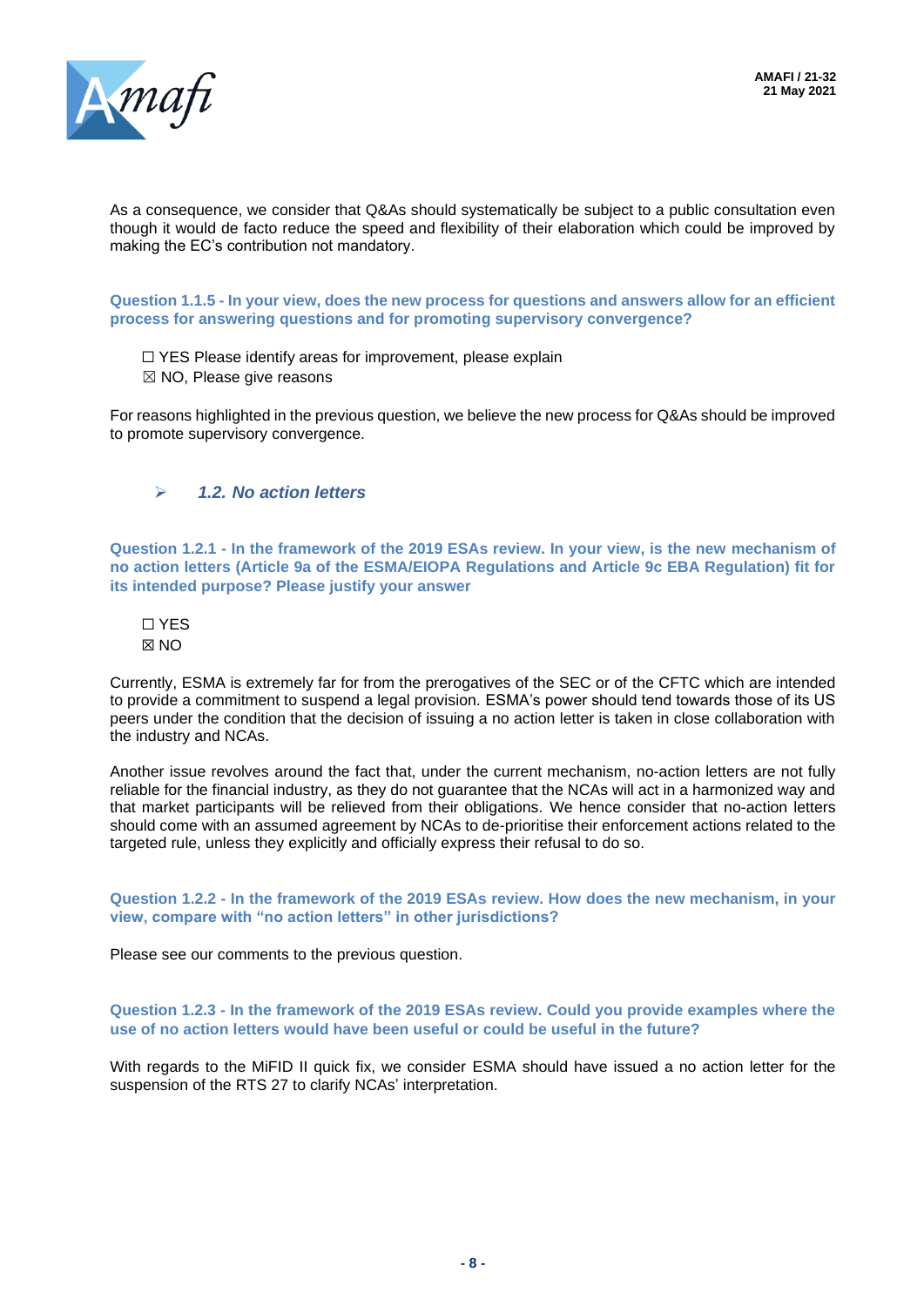As a consequence, we consider that Q&As should systematically be subject to a public consultation even though it would de facto reduce the speed and flexibility of their elaboration which could be improved by making the EC's contribution not mandatory.

**Question 1.1.5 - In your view, does the new process for questions and answers allow for an efficient process for answering questions and for promoting supervisory convergence?**

☐ YES Please identify areas for improvement, please explain
☒ NO, Please give reasons

For reasons highlighted in the previous question, we believe the new process for Q&As should be improved to promote supervisory convergence.

### ➢ *1.2. No action letters*

**Question 1.2.1 - In the framework of the 2019 ESAs review. In your view, is the new mechanism of no action letters (Article 9a of the ESMA/EIOPA Regulations and Article 9c EBA Regulation) fit for its intended purpose? Please justify your answer**

☐ YES
☒ NO

Currently, ESMA is extremely far for from the prerogatives of the SEC or of the CFTC which are intended to provide a commitment to suspend a legal provision. ESMA's power should tend towards those of its US peers under the condition that the decision of issuing a no action letter is taken in close collaboration with the industry and NCAs.

Another issue revolves around the fact that, under the current mechanism, no-action letters are not fully reliable for the financial industry, as they do not guarantee that the NCAs will act in a harmonized way and that market participants will be relieved from their obligations. We hence consider that no-action letters should come with an assumed agreement by NCAs to de-prioritise their enforcement actions related to the targeted rule, unless they explicitly and officially express their refusal to do so.

**Question 1.2.2 - In the framework of the 2019 ESAs review. How does the new mechanism, in your view, compare with "no action letters" in other jurisdictions?**

Please see our comments to the previous question.

**Question 1.2.3 - In the framework of the 2019 ESAs review. Could you provide examples where the use of no action letters would have been useful or could be useful in the future?**

With regards to the MiFID II quick fix, we consider ESMA should have issued a no action letter for the suspension of the RTS 27 to clarify NCAs' interpretation.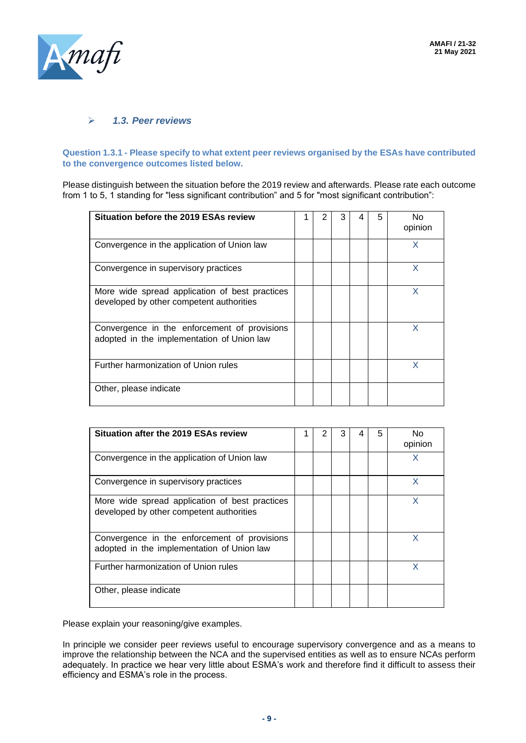### 1.3. Peer reviews

**Question 1.3.1 - Please specify to what extent peer reviews organised by the ESAs have contributed to the convergence outcomes listed below.**

Please distinguish between the situation before the 2019 review and afterwards. Please rate each outcome from 1 to 5, 1 standing for "less significant contribution" and 5 for "most significant contribution":

| Situation before the 2019 ESAs review | 1 | 2 | 3 | 4 | 5 | No opinion |
|---|---|---|---|---|---|---|
| Convergence in the application of Union law | | | | | | X |
| Convergence in supervisory practices | | | | | | X |
| More wide spread application of best practices developed by other competent authorities | | | | | | X |
| Convergence in the enforcement of provisions adopted in the implementation of Union law | | | | | | X |
| Further harmonization of Union rules | | | | | | X |
| Other, please indicate | | | | | | |

| Situation after the 2019 ESAs review | 1 | 2 | 3 | 4 | 5 | No opinion |
|---|---|---|---|---|---|---|
| Convergence in the application of Union law | | | | | | X |
| Convergence in supervisory practices | | | | | | X |
| More wide spread application of best practices developed by other competent authorities | | | | | | X |
| Convergence in the enforcement of provisions adopted in the implementation of Union law | | | | | | X |
| Further harmonization of Union rules | | | | | | X |
| Other, please indicate | | | | | | |

Please explain your reasoning/give examples.

In principle we consider peer reviews useful to encourage supervisory convergence and as a means to improve the relationship between the NCA and the supervised entities as well as to ensure NCAs perform adequately. In practice we hear very little about ESMA's work and therefore find it difficult to assess their efficiency and ESMA's role in the process.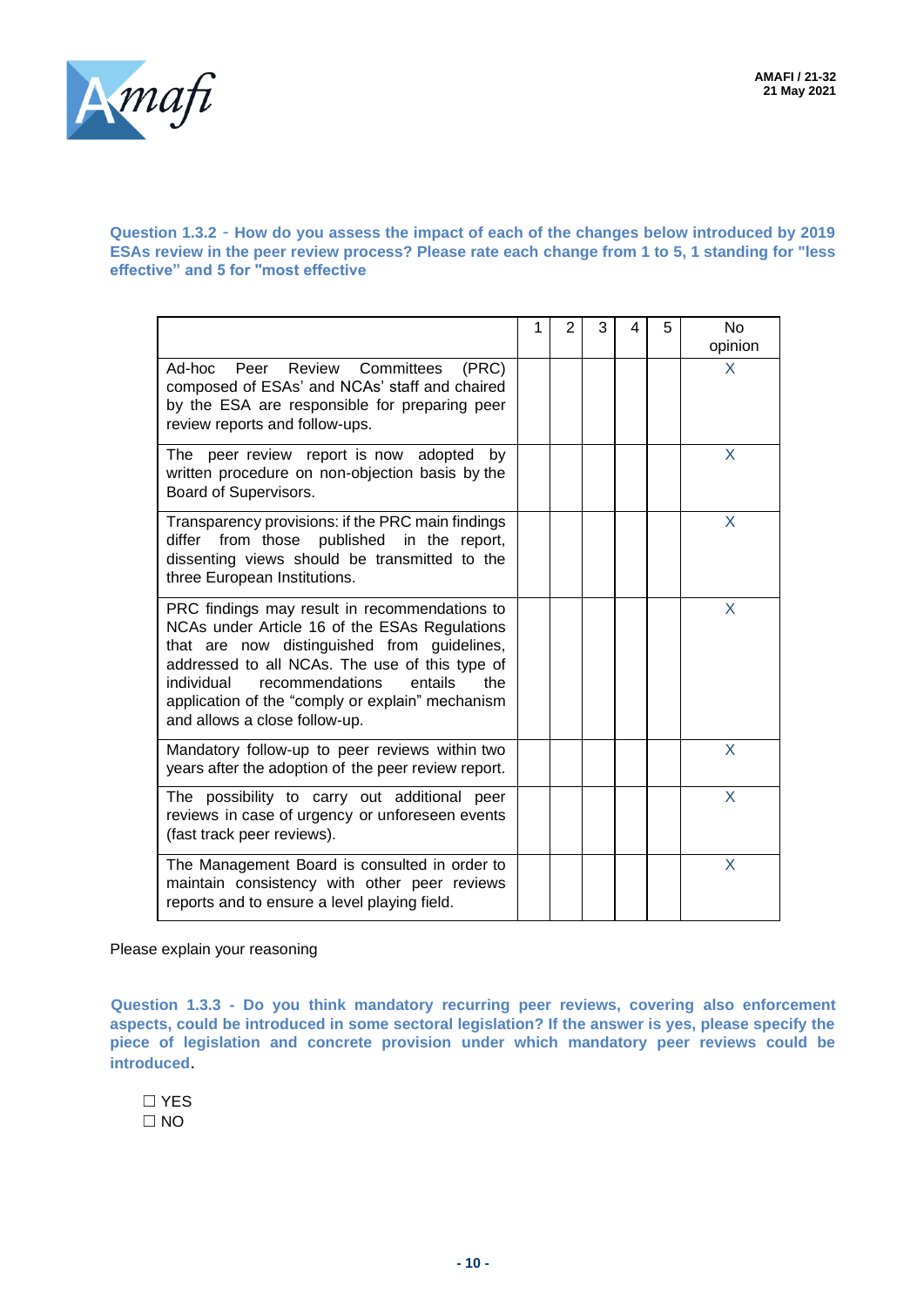**Question 1.3.2 - How do you assess the impact of each of the changes below introduced by 2019 ESAs review in the peer review process? Please rate each change from 1 to 5, 1 standing for "less effective" and 5 for "most effective**

| | 1 | 2 | 3 | 4 | 5 | No opinion |
|---|---|---|---|---|---|---|
| Ad-hoc Peer Review Committees (PRC) composed of ESAs' and NCAs' staff and chaired by the ESA are responsible for preparing peer review reports and follow-ups. | | | | | | X |
| The peer review report is now adopted by written procedure on non-objection basis by the Board of Supervisors. | | | | | | X |
| Transparency provisions: if the PRC main findings differ from those published in the report, dissenting views should be transmitted to the three European Institutions. | | | | | | X |
| PRC findings may result in recommendations to NCAs under Article 16 of the ESAs Regulations that are now distinguished from guidelines, addressed to all NCAs. The use of this type of individual recommendations entails the application of the "comply or explain" mechanism and allows a close follow-up. | | | | | | X |
| Mandatory follow-up to peer reviews within two years after the adoption of the peer review report. | | | | | | X |
| The possibility to carry out additional peer reviews in case of urgency or unforeseen events (fast track peer reviews). | | | | | | X |
| The Management Board is consulted in order to maintain consistency with other peer reviews reports and to ensure a level playing field. | | | | | | X |

Please explain your reasoning

**Question 1.3.3 - Do you think mandatory recurring peer reviews, covering also enforcement aspects, could be introduced in some sectoral legislation? If the answer is yes, please specify the piece of legislation and concrete provision under which mandatory peer reviews could be introduced.**

☐ YES
☐ NO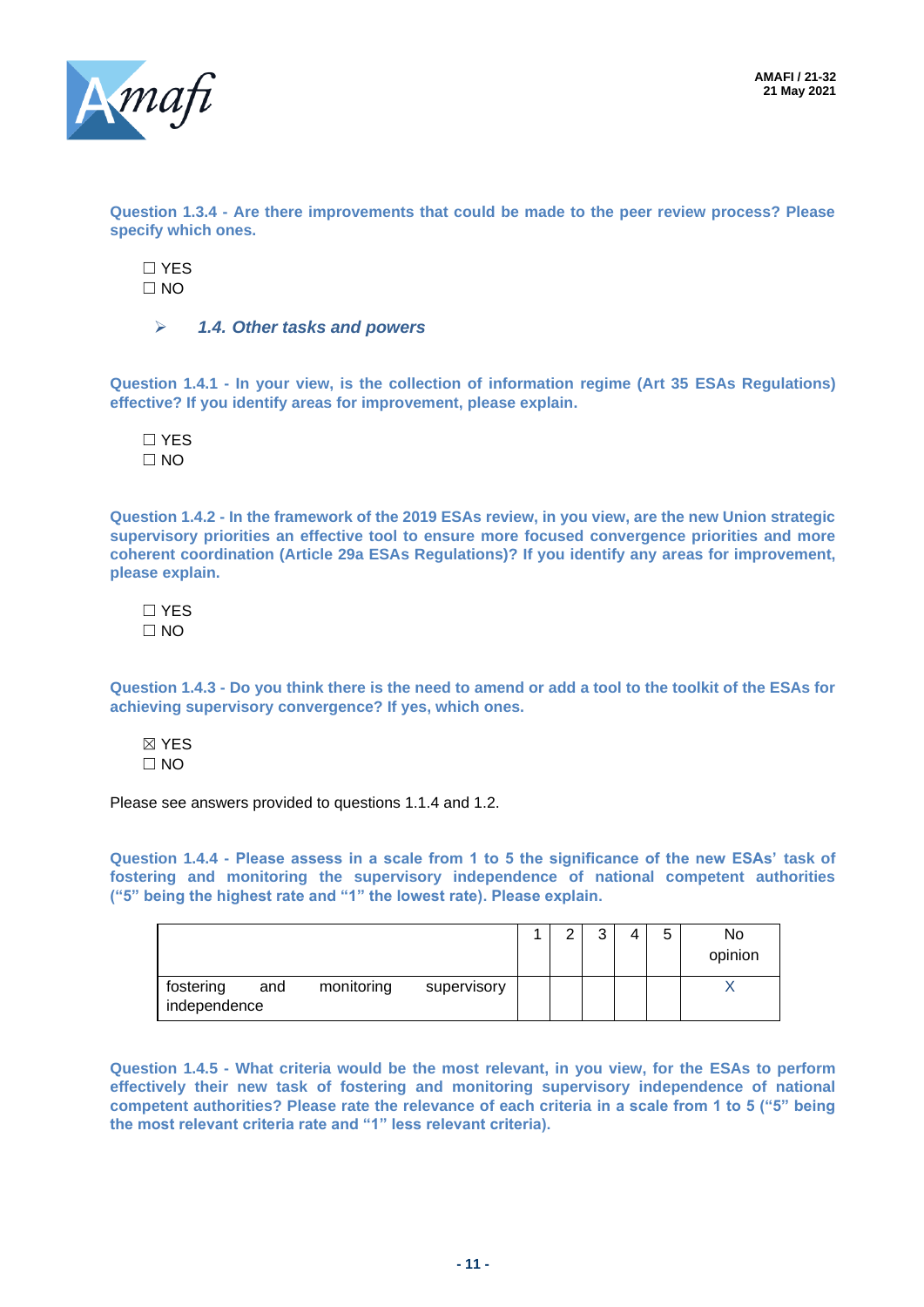**Question 1.3.4 - Are there improvements that could be made to the peer review process? Please specify which ones.**

☐ YES
☐ NO

### ➢ *1.4. Other tasks and powers*

**Question 1.4.1 - In your view, is the collection of information regime (Art 35 ESAs Regulations) effective? If you identify areas for improvement, please explain.**

☐ YES
☐ NO

**Question 1.4.2 - In the framework of the 2019 ESAs review, in you view, are the new Union strategic supervisory priorities an effective tool to ensure more focused convergence priorities and more coherent coordination (Article 29a ESAs Regulations)? If you identify any areas for improvement, please explain.**

☐ YES
☐ NO

**Question 1.4.3 - Do you think there is the need to amend or add a tool to the toolkit of the ESAs for achieving supervisory convergence? If yes, which ones.**

☒ YES
☐ NO

Please see answers provided to questions 1.1.4 and 1.2.

**Question 1.4.4 - Please assess in a scale from 1 to 5 the significance of the new ESAs' task of fostering and monitoring the supervisory independence of national competent authorities ("5" being the highest rate and "1" the lowest rate). Please explain.**

| | 1 | 2 | 3 | 4 | 5 | No opinion |
|---|---|---|---|---|---|---|
| fostering and monitoring supervisory independence | | | | | | X |

**Question 1.4.5 - What criteria would be the most relevant, in you view, for the ESAs to perform effectively their new task of fostering and monitoring supervisory independence of national competent authorities? Please rate the relevance of each criteria in a scale from 1 to 5 ("5" being the most relevant criteria rate and "1" less relevant criteria).**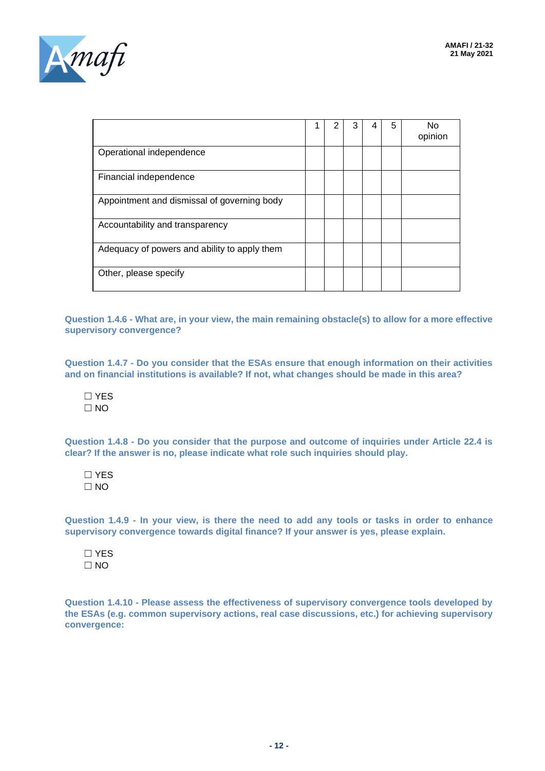| | 1 | 2 | 3 | 4 | 5 | No opinion |
|---|---|---|---|---|---|---|
| Operational independence | | | | | | |
| Financial independence | | | | | | |
| Appointment and dismissal of governing body | | | | | | |
| Accountability and transparency | | | | | | |
| Adequacy of powers and ability to apply them | | | | | | |
| Other, please specify | | | | | | |

**Question 1.4.6 - What are, in your view, the main remaining obstacle(s) to allow for a more effective supervisory convergence?**

**Question 1.4.7 - Do you consider that the ESAs ensure that enough information on their activities and on financial institutions is available? If not, what changes should be made in this area?**

☐ YES
☐ NO

**Question 1.4.8 - Do you consider that the purpose and outcome of inquiries under Article 22.4 is clear? If the answer is no, please indicate what role such inquiries should play.**

☐ YES
☐ NO

**Question 1.4.9 - In your view, is there the need to add any tools or tasks in order to enhance supervisory convergence towards digital finance? If your answer is yes, please explain.**

☐ YES
☐ NO

**Question 1.4.10 - Please assess the effectiveness of supervisory convergence tools developed by the ESAs (e.g. common supervisory actions, real case discussions, etc.) for achieving supervisory convergence:**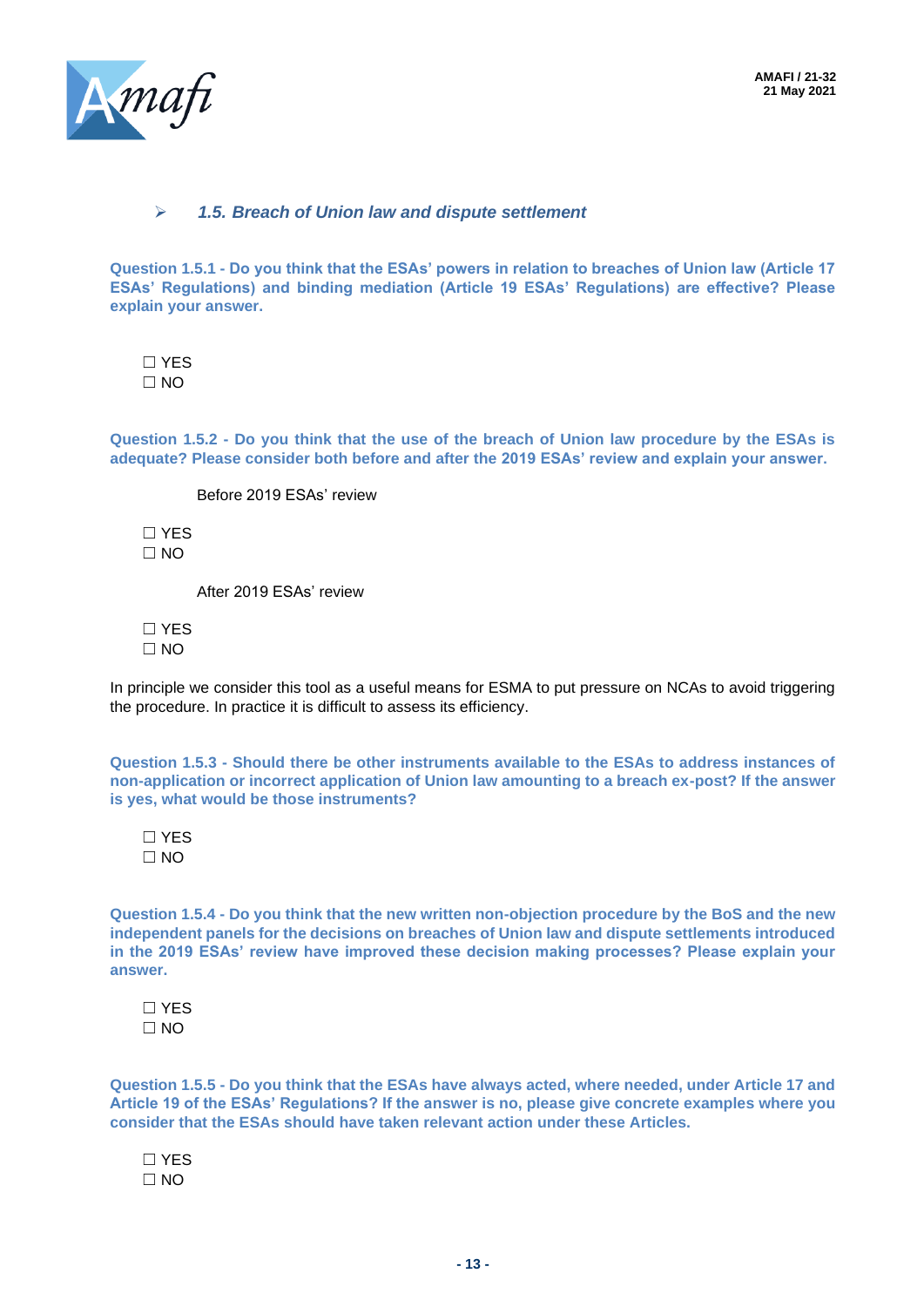### ➢ *1.5. Breach of Union law and dispute settlement*

**Question 1.5.1 - Do you think that the ESAs' powers in relation to breaches of Union law (Article 17 ESAs' Regulations) and binding mediation (Article 19 ESAs' Regulations) are effective? Please explain your answer.**

☐ YES
☐ NO

**Question 1.5.2 - Do you think that the use of the breach of Union law procedure by the ESAs is adequate? Please consider both before and after the 2019 ESAs' review and explain your answer.**

Before 2019 ESAs' review

☐ YES
☐ NO

After 2019 ESAs' review

☐ YES
☐ NO

In principle we consider this tool as a useful means for ESMA to put pressure on NCAs to avoid triggering the procedure. In practice it is difficult to assess its efficiency.

**Question 1.5.3 - Should there be other instruments available to the ESAs to address instances of non-application or incorrect application of Union law amounting to a breach ex-post? If the answer is yes, what would be those instruments?**

☐ YES
☐ NO

**Question 1.5.4 - Do you think that the new written non-objection procedure by the BoS and the new independent panels for the decisions on breaches of Union law and dispute settlements introduced in the 2019 ESAs' review have improved these decision making processes? Please explain your answer.**

☐ YES
☐ NO

**Question 1.5.5 - Do you think that the ESAs have always acted, where needed, under Article 17 and Article 19 of the ESAs' Regulations? If the answer is no, please give concrete examples where you consider that the ESAs should have taken relevant action under these Articles.**

☐ YES
☐ NO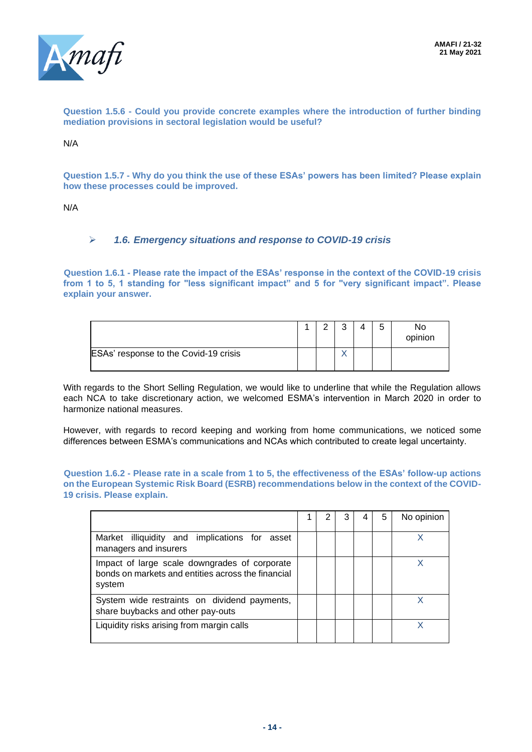**Question 1.5.6 - Could you provide concrete examples where the introduction of further binding mediation provisions in sectoral legislation would be useful?**

N/A

**Question 1.5.7 - Why do you think the use of these ESAs' powers has been limited? Please explain how these processes could be improved.**

N/A

### ➢ *1.6. Emergency situations and response to COVID-19 crisis*

**Question 1.6.1 - Please rate the impact of the ESAs' response in the context of the COVID-19 crisis from 1 to 5, 1 standing for "less significant impact" and 5 for "very significant impact". Please explain your answer.**

| | 1 | 2 | 3 | 4 | 5 | No opinion |
|---|---|---|---|---|---|---|
| ESAs' response to the Covid-19 crisis | | | X | | | |

With regards to the Short Selling Regulation, we would like to underline that while the Regulation allows each NCA to take discretionary action, we welcomed ESMA's intervention in March 2020 in order to harmonize national measures.

However, with regards to record keeping and working from home communications, we noticed some differences between ESMA's communications and NCAs which contributed to create legal uncertainty.

**Question 1.6.2 - Please rate in a scale from 1 to 5, the effectiveness of the ESAs' follow-up actions on the European Systemic Risk Board (ESRB) recommendations below in the context of the COVID-19 crisis. Please explain.**

| | 1 | 2 | 3 | 4 | 5 | No opinion |
|---|---|---|---|---|---|---|
| Market illiquidity and implications for asset managers and insurers | | | | | | X |
| Impact of large scale downgrades of corporate bonds on markets and entities across the financial system | | | | | | X |
| System wide restraints on dividend payments, share buybacks and other pay-outs | | | | | | X |
| Liquidity risks arising from margin calls | | | | | | X |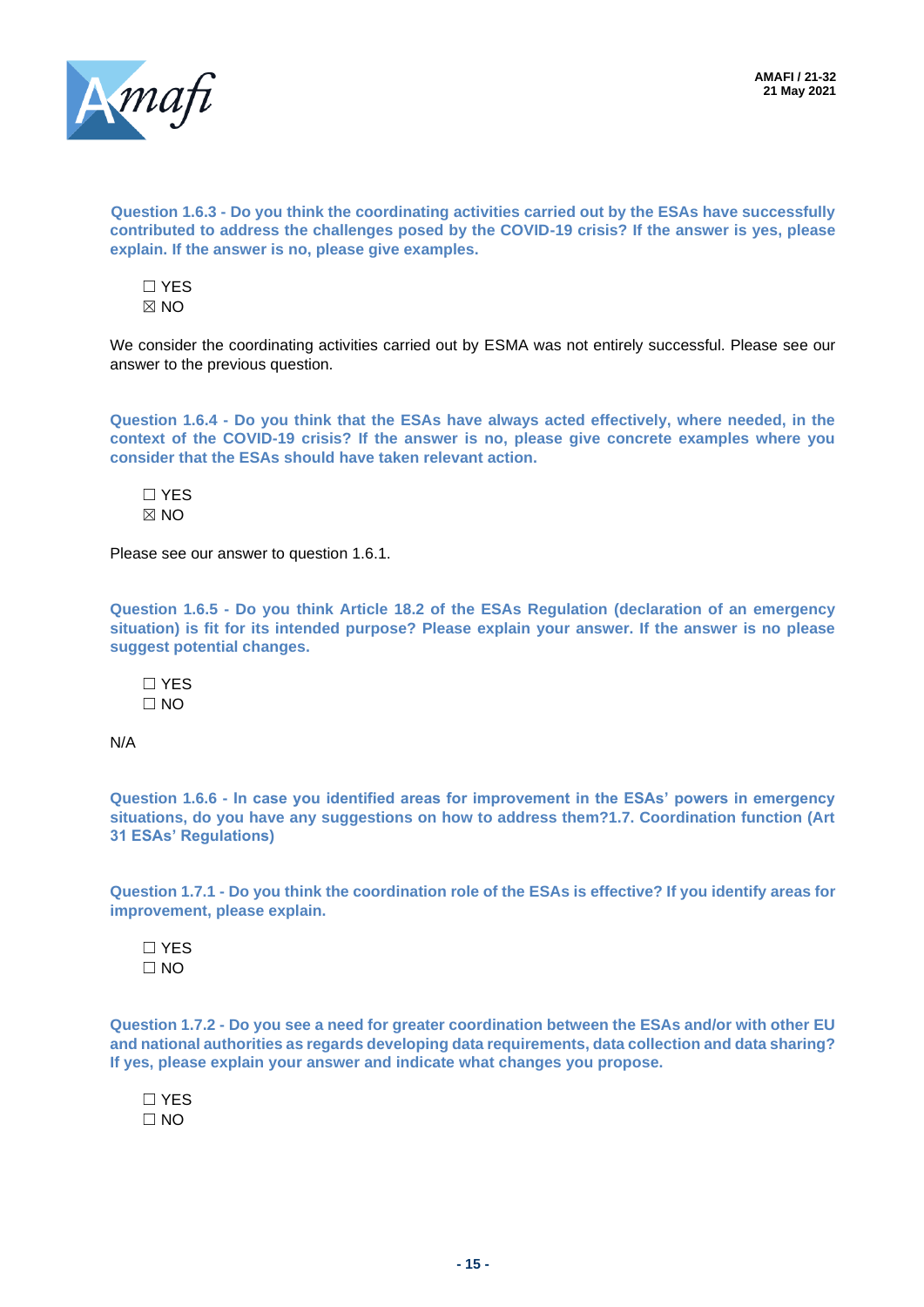**Question 1.6.3 - Do you think the coordinating activities carried out by the ESAs have successfully contributed to address the challenges posed by the COVID-19 crisis? If the answer is yes, please explain. If the answer is no, please give examples.**

☐ YES
☒ NO

We consider the coordinating activities carried out by ESMA was not entirely successful. Please see our answer to the previous question.

**Question 1.6.4 - Do you think that the ESAs have always acted effectively, where needed, in the context of the COVID-19 crisis? If the answer is no, please give concrete examples where you consider that the ESAs should have taken relevant action.**

☐ YES
☒ NO

Please see our answer to question 1.6.1.

**Question 1.6.5 - Do you think Article 18.2 of the ESAs Regulation (declaration of an emergency situation) is fit for its intended purpose? Please explain your answer. If the answer is no please suggest potential changes.**

☐ YES
☐ NO

N/A

**Question 1.6.6 - In case you identified areas for improvement in the ESAs' powers in emergency situations, do you have any suggestions on how to address them?1.7. Coordination function (Art 31 ESAs' Regulations)**

**Question 1.7.1 - Do you think the coordination role of the ESAs is effective? If you identify areas for improvement, please explain.**

☐ YES
☐ NO

**Question 1.7.2 - Do you see a need for greater coordination between the ESAs and/or with other EU and national authorities as regards developing data requirements, data collection and data sharing? If yes, please explain your answer and indicate what changes you propose.**

☐ YES
☐ NO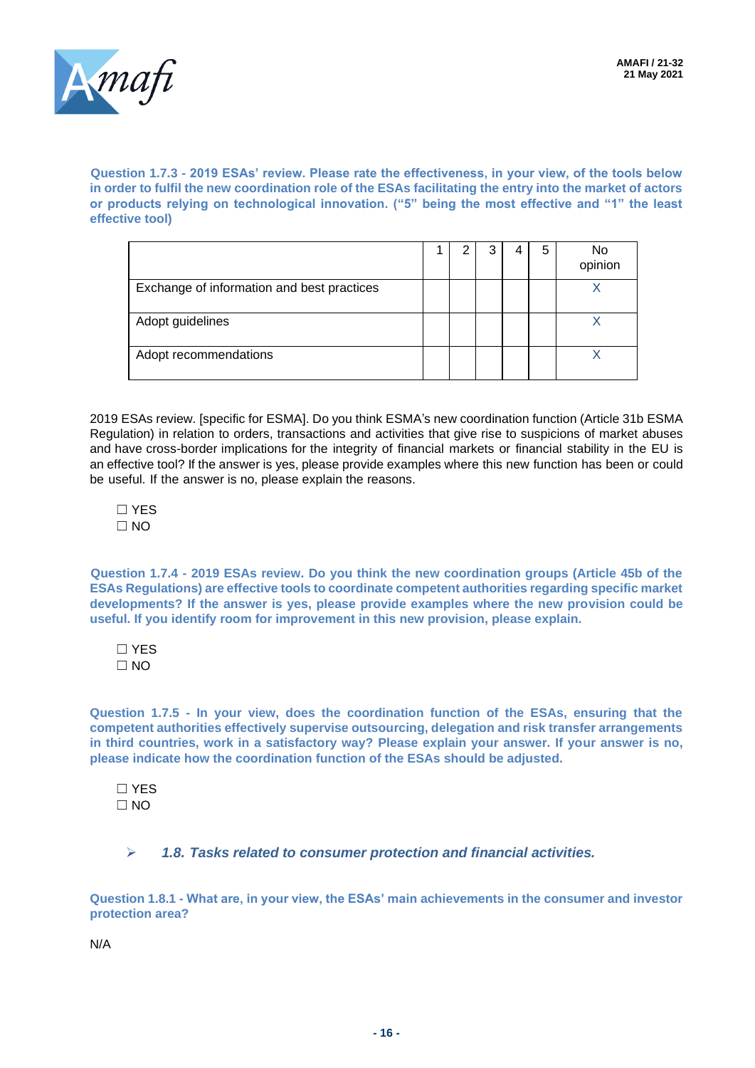**Question 1.7.3 - 2019 ESAs' review. Please rate the effectiveness, in your view, of the tools below in order to fulfil the new coordination role of the ESAs facilitating the entry into the market of actors or products relying on technological innovation. ("5" being the most effective and "1" the least effective tool)**

| | 1 | 2 | 3 | 4 | 5 | No opinion |
|---|---|---|---|---|---|---|
| Exchange of information and best practices | | | | | | X |
| Adopt guidelines | | | | | | X |
| Adopt recommendations | | | | | | X |

2019 ESAs review. [specific for ESMA]. Do you think ESMA's new coordination function (Article 31b ESMA Regulation) in relation to orders, transactions and activities that give rise to suspicions of market abuses and have cross-border implications for the integrity of financial markets or financial stability in the EU is an effective tool? If the answer is yes, please provide examples where this new function has been or could be useful. If the answer is no, please explain the reasons.

☐ YES
☐ NO

**Question 1.7.4 - 2019 ESAs review. Do you think the new coordination groups (Article 45b of the ESAs Regulations) are effective tools to coordinate competent authorities regarding specific market developments? If the answer is yes, please provide examples where the new provision could be useful. If you identify room for improvement in this new provision, please explain.**

☐ YES
☐ NO

**Question 1.7.5 - In your view, does the coordination function of the ESAs, ensuring that the competent authorities effectively supervise outsourcing, delegation and risk transfer arrangements in third countries, work in a satisfactory way? Please explain your answer. If your answer is no, please indicate how the coordination function of the ESAs should be adjusted.**

☐ YES
☐ NO

### ➢ *1.8. Tasks related to consumer protection and financial activities.*

**Question 1.8.1 - What are, in your view, the ESAs' main achievements in the consumer and investor protection area?**

N/A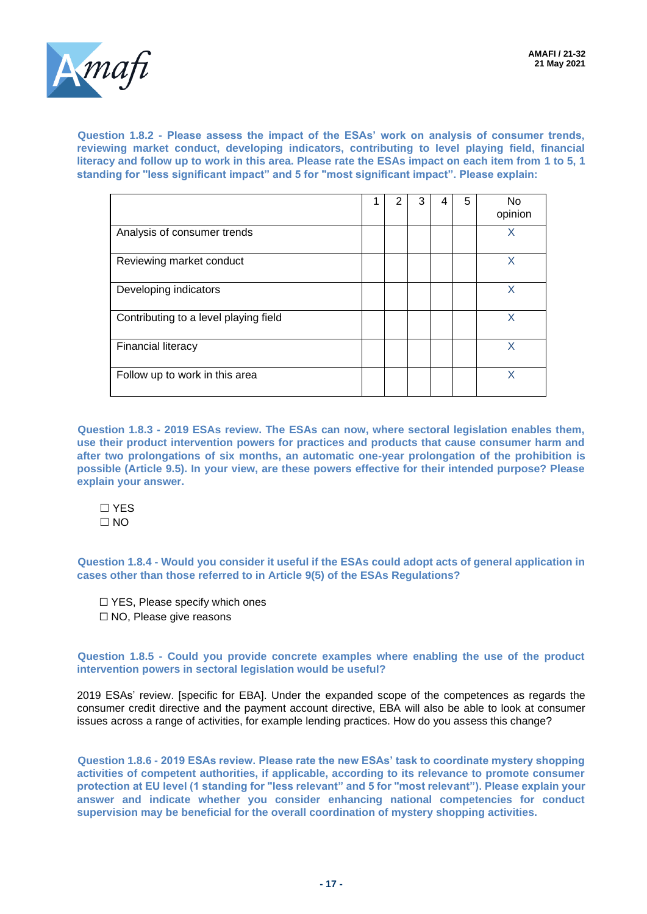**Question 1.8.2 - Please assess the impact of the ESAs' work on analysis of consumer trends, reviewing market conduct, developing indicators, contributing to level playing field, financial literacy and follow up to work in this area. Please rate the ESAs impact on each item from 1 to 5, 1 standing for "less significant impact" and 5 for "most significant impact". Please explain:**

| | 1 | 2 | 3 | 4 | 5 | No opinion |
|---|---|---|---|---|---|---|
| Analysis of consumer trends | | | | | | X |
| Reviewing market conduct | | | | | | X |
| Developing indicators | | | | | | X |
| Contributing to a level playing field | | | | | | X |
| Financial literacy | | | | | | X |
| Follow up to work in this area | | | | | | X |

**Question 1.8.3 - 2019 ESAs review. The ESAs can now, where sectoral legislation enables them, use their product intervention powers for practices and products that cause consumer harm and after two prolongations of six months, an automatic one-year prolongation of the prohibition is possible (Article 9.5). In your view, are these powers effective for their intended purpose? Please explain your answer.**

☐ YES
☐ NO

**Question 1.8.4 - Would you consider it useful if the ESAs could adopt acts of general application in cases other than those referred to in Article 9(5) of the ESAs Regulations?**

☐ YES, Please specify which ones
☐ NO, Please give reasons

**Question 1.8.5 - Could you provide concrete examples where enabling the use of the product intervention powers in sectoral legislation would be useful?**

2019 ESAs' review. [specific for EBA]. Under the expanded scope of the competences as regards the consumer credit directive and the payment account directive, EBA will also be able to look at consumer issues across a range of activities, for example lending practices. How do you assess this change?

**Question 1.8.6 - 2019 ESAs review. Please rate the new ESAs' task to coordinate mystery shopping activities of competent authorities, if applicable, according to its relevance to promote consumer protection at EU level (1 standing for "less relevant" and 5 for "most relevant"). Please explain your answer and indicate whether you consider enhancing national competencies for conduct supervision may be beneficial for the overall coordination of mystery shopping activities.**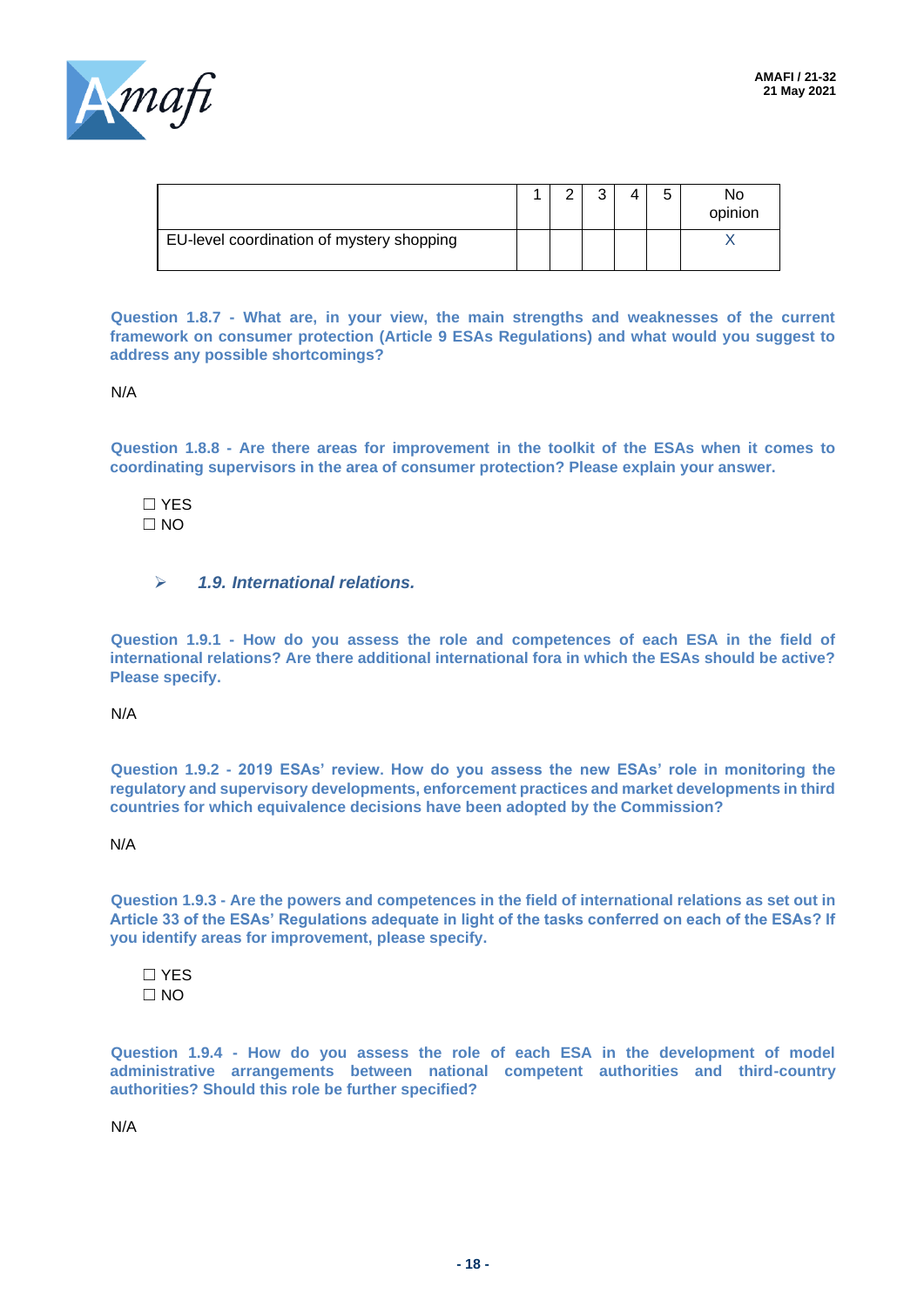| | 1 | 2 | 3 | 4 | 5 | No opinion |
|---|---|---|---|---|---|---|
| EU-level coordination of mystery shopping | | | | | | X |

**Question 1.8.7 - What are, in your view, the main strengths and weaknesses of the current framework on consumer protection (Article 9 ESAs Regulations) and what would you suggest to address any possible shortcomings?**

N/A

**Question 1.8.8 - Are there areas for improvement in the toolkit of the ESAs when it comes to coordinating supervisors in the area of consumer protection? Please explain your answer.**

☐ YES
☐ NO

### ➢ *1.9. International relations.*

**Question 1.9.1 - How do you assess the role and competences of each ESA in the field of international relations? Are there additional international fora in which the ESAs should be active? Please specify.**

N/A

**Question 1.9.2 - 2019 ESAs' review. How do you assess the new ESAs' role in monitoring the regulatory and supervisory developments, enforcement practices and market developments in third countries for which equivalence decisions have been adopted by the Commission?**

N/A

**Question 1.9.3 - Are the powers and competences in the field of international relations as set out in Article 33 of the ESAs' Regulations adequate in light of the tasks conferred on each of the ESAs? If you identify areas for improvement, please specify.**

☐ YES
☐ NO

**Question 1.9.4 - How do you assess the role of each ESA in the development of model administrative arrangements between national competent authorities and third-country authorities? Should this role be further specified?**

N/A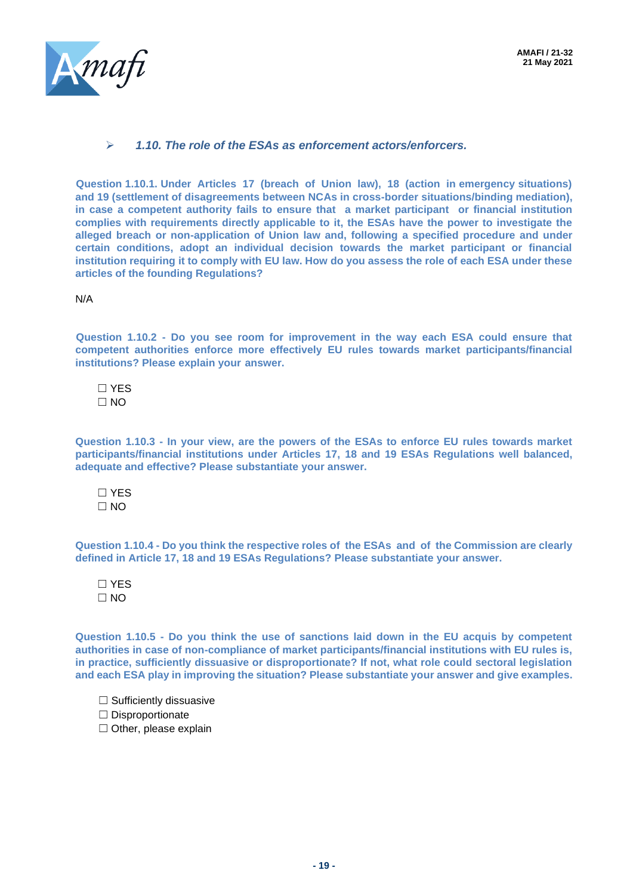### *1.10. The role of the ESAs as enforcement actors/enforcers.*

**Question 1.10.1. Under Articles 17 (breach of Union law), 18 (action in emergency situations) and 19 (settlement of disagreements between NCAs in cross-border situations/binding mediation), in case a competent authority fails to ensure that a market participant or financial institution complies with requirements directly applicable to it, the ESAs have the power to investigate the alleged breach or non-application of Union law and, following a specified procedure and under certain conditions, adopt an individual decision towards the market participant or financial institution requiring it to comply with EU law. How do you assess the role of each ESA under these articles of the founding Regulations?**

N/A

**Question 1.10.2 - Do you see room for improvement in the way each ESA could ensure that competent authorities enforce more effectively EU rules towards market participants/financial institutions? Please explain your answer.**

☐ YES
☐ NO

**Question 1.10.3 - In your view, are the powers of the ESAs to enforce EU rules towards market participants/financial institutions under Articles 17, 18 and 19 ESAs Regulations well balanced, adequate and effective? Please substantiate your answer.**

☐ YES
☐ NO

**Question 1.10.4 - Do you think the respective roles of the ESAs and of the Commission are clearly defined in Article 17, 18 and 19 ESAs Regulations? Please substantiate your answer.**

☐ YES
☐ NO

**Question 1.10.5 - Do you think the use of sanctions laid down in the EU acquis by competent authorities in case of non-compliance of market participants/financial institutions with EU rules is, in practice, sufficiently dissuasive or disproportionate? If not, what role could sectoral legislation and each ESA play in improving the situation? Please substantiate your answer and give examples.**

☐ Sufficiently dissuasive
☐ Disproportionate
☐ Other, please explain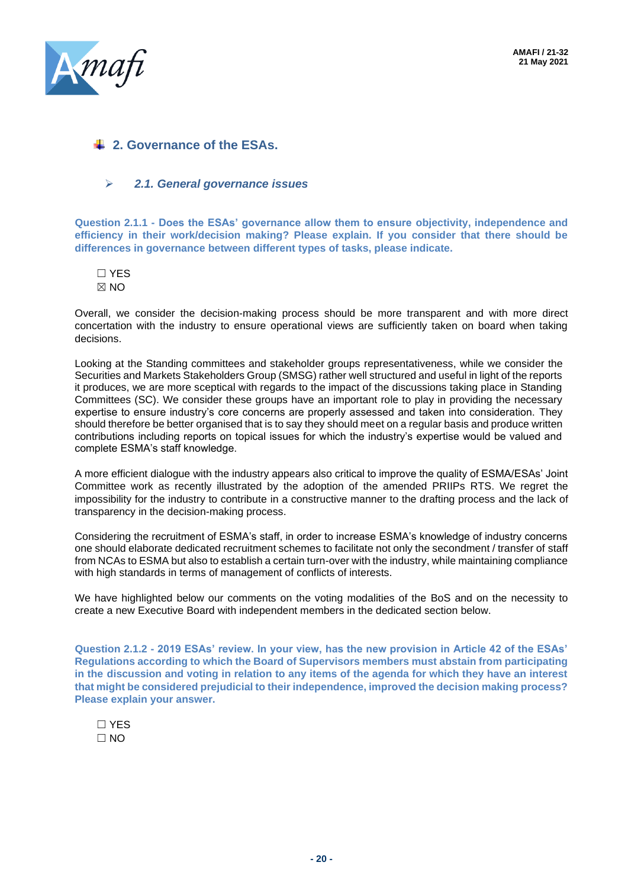## 2. Governance of the ESAs.

### *2.1. General governance issues*

**Question 2.1.1 - Does the ESAs' governance allow them to ensure objectivity, independence and efficiency in their work/decision making? Please explain. If you consider that there should be differences in governance between different types of tasks, please indicate.**

☐ YES
☒ NO

Overall, we consider the decision-making process should be more transparent and with more direct concertation with the industry to ensure operational views are sufficiently taken on board when taking decisions.

Looking at the Standing committees and stakeholder groups representativeness, while we consider the Securities and Markets Stakeholders Group (SMSG) rather well structured and useful in light of the reports it produces, we are more sceptical with regards to the impact of the discussions taking place in Standing Committees (SC). We consider these groups have an important role to play in providing the necessary expertise to ensure industry's core concerns are properly assessed and taken into consideration. They should therefore be better organised that is to say they should meet on a regular basis and produce written contributions including reports on topical issues for which the industry's expertise would be valued and complete ESMA's staff knowledge.

A more efficient dialogue with the industry appears also critical to improve the quality of ESMA/ESAs' Joint Committee work as recently illustrated by the adoption of the amended PRIIPs RTS. We regret the impossibility for the industry to contribute in a constructive manner to the drafting process and the lack of transparency in the decision-making process.

Considering the recruitment of ESMA's staff, in order to increase ESMA's knowledge of industry concerns one should elaborate dedicated recruitment schemes to facilitate not only the secondment / transfer of staff from NCAs to ESMA but also to establish a certain turn-over with the industry, while maintaining compliance with high standards in terms of management of conflicts of interests.

We have highlighted below our comments on the voting modalities of the BoS and on the necessity to create a new Executive Board with independent members in the dedicated section below.

**Question 2.1.2 - 2019 ESAs' review. In your view, has the new provision in Article 42 of the ESAs' Regulations according to which the Board of Supervisors members must abstain from participating in the discussion and voting in relation to any items of the agenda for which they have an interest that might be considered prejudicial to their independence, improved the decision making process? Please explain your answer.**

☐ YES
☐ NO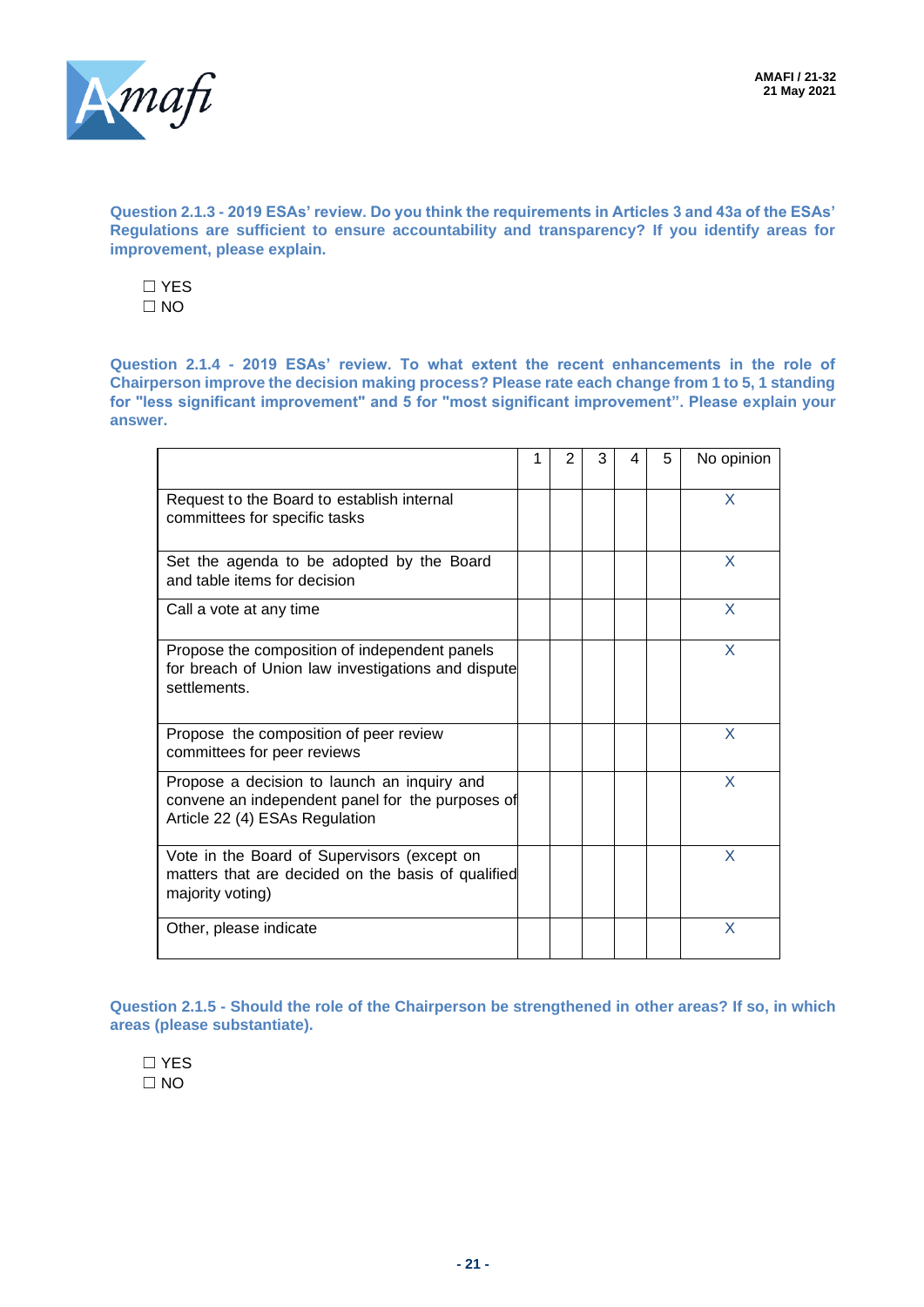**Question 2.1.3 - 2019 ESAs' review. Do you think the requirements in Articles 3 and 43a of the ESAs' Regulations are sufficient to ensure accountability and transparency? If you identify areas for improvement, please explain.**

☐ YES
☐ NO

**Question 2.1.4 - 2019 ESAs' review. To what extent the recent enhancements in the role of Chairperson improve the decision making process? Please rate each change from 1 to 5, 1 standing for "less significant improvement" and 5 for "most significant improvement". Please explain your answer.**

| | 1 | 2 | 3 | 4 | 5 | No opinion |
|---|---|---|---|---|---|---|
| Request to the Board to establish internal committees for specific tasks | | | | | | X |
| Set the agenda to be adopted by the Board and table items for decision | | | | | | X |
| Call a vote at any time | | | | | | X |
| Propose the composition of independent panels for breach of Union law investigations and dispute settlements. | | | | | | X |
| Propose the composition of peer review committees for peer reviews | | | | | | X |
| Propose a decision to launch an inquiry and convene an independent panel for the purposes of Article 22 (4) ESAs Regulation | | | | | | X |
| Vote in the Board of Supervisors (except on matters that are decided on the basis of qualified majority voting) | | | | | | X |
| Other, please indicate | | | | | | X |

**Question 2.1.5 - Should the role of the Chairperson be strengthened in other areas? If so, in which areas (please substantiate).**

☐ YES
☐ NO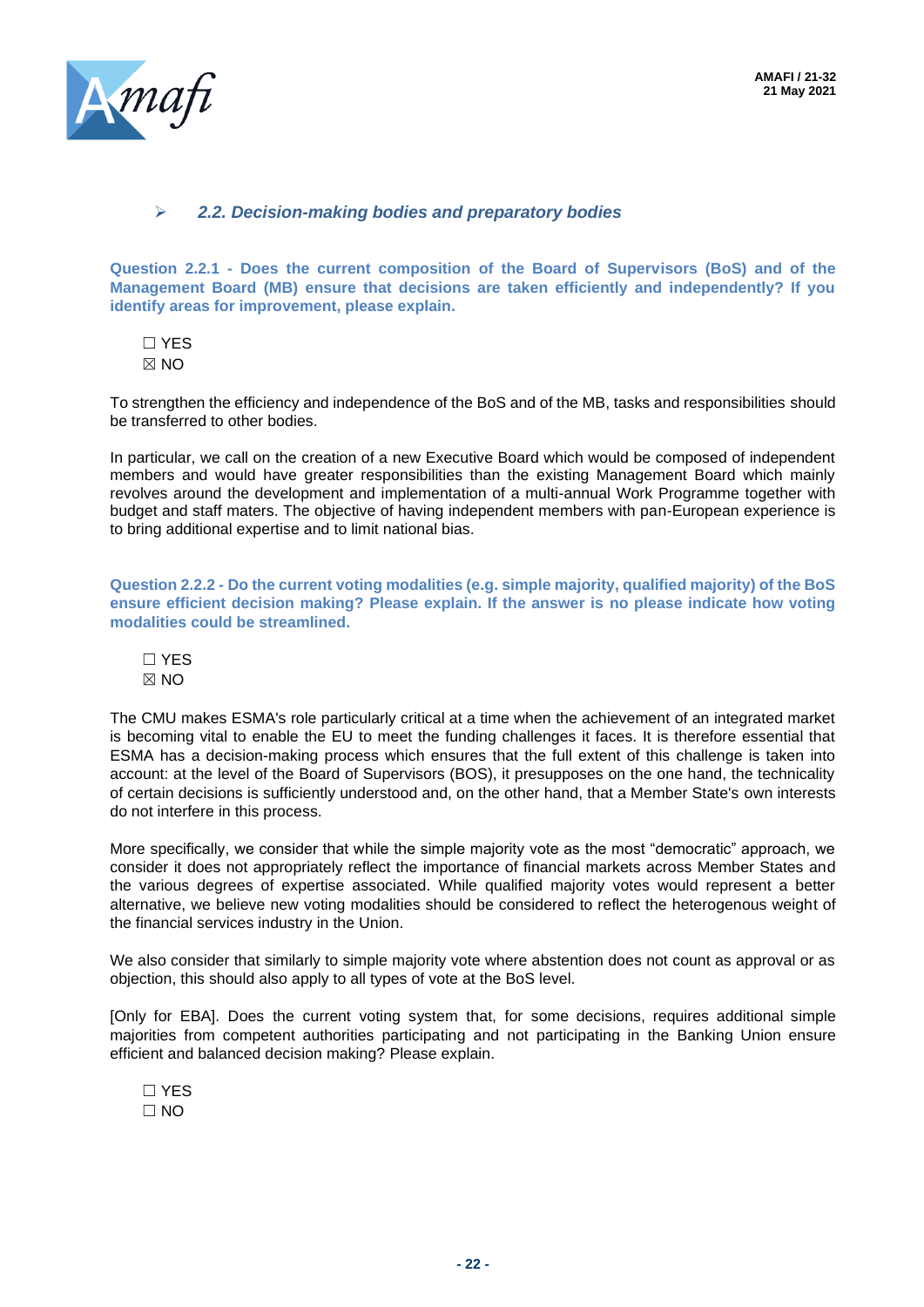### ➢ *2.2. Decision-making bodies and preparatory bodies*

**Question 2.2.1 - Does the current composition of the Board of Supervisors (BoS) and of the Management Board (MB) ensure that decisions are taken efficiently and independently? If you identify areas for improvement, please explain.**

☐ YES
☒ NO

To strengthen the efficiency and independence of the BoS and of the MB, tasks and responsibilities should be transferred to other bodies.

In particular, we call on the creation of a new Executive Board which would be composed of independent members and would have greater responsibilities than the existing Management Board which mainly revolves around the development and implementation of a multi-annual Work Programme together with budget and staff maters. The objective of having independent members with pan-European experience is to bring additional expertise and to limit national bias.

**Question 2.2.2 - Do the current voting modalities (e.g. simple majority, qualified majority) of the BoS ensure efficient decision making? Please explain. If the answer is no please indicate how voting modalities could be streamlined.**

☐ YES
☒ NO

The CMU makes ESMA's role particularly critical at a time when the achievement of an integrated market is becoming vital to enable the EU to meet the funding challenges it faces. It is therefore essential that ESMA has a decision-making process which ensures that the full extent of this challenge is taken into account: at the level of the Board of Supervisors (BOS), it presupposes on the one hand, the technicality of certain decisions is sufficiently understood and, on the other hand, that a Member State's own interests do not interfere in this process.

More specifically, we consider that while the simple majority vote as the most "democratic" approach, we consider it does not appropriately reflect the importance of financial markets across Member States and the various degrees of expertise associated. While qualified majority votes would represent a better alternative, we believe new voting modalities should be considered to reflect the heterogenous weight of the financial services industry in the Union.

We also consider that similarly to simple majority vote where abstention does not count as approval or as objection, this should also apply to all types of vote at the BoS level.

[Only for EBA]. Does the current voting system that, for some decisions, requires additional simple majorities from competent authorities participating and not participating in the Banking Union ensure efficient and balanced decision making? Please explain.

☐ YES
☐ NO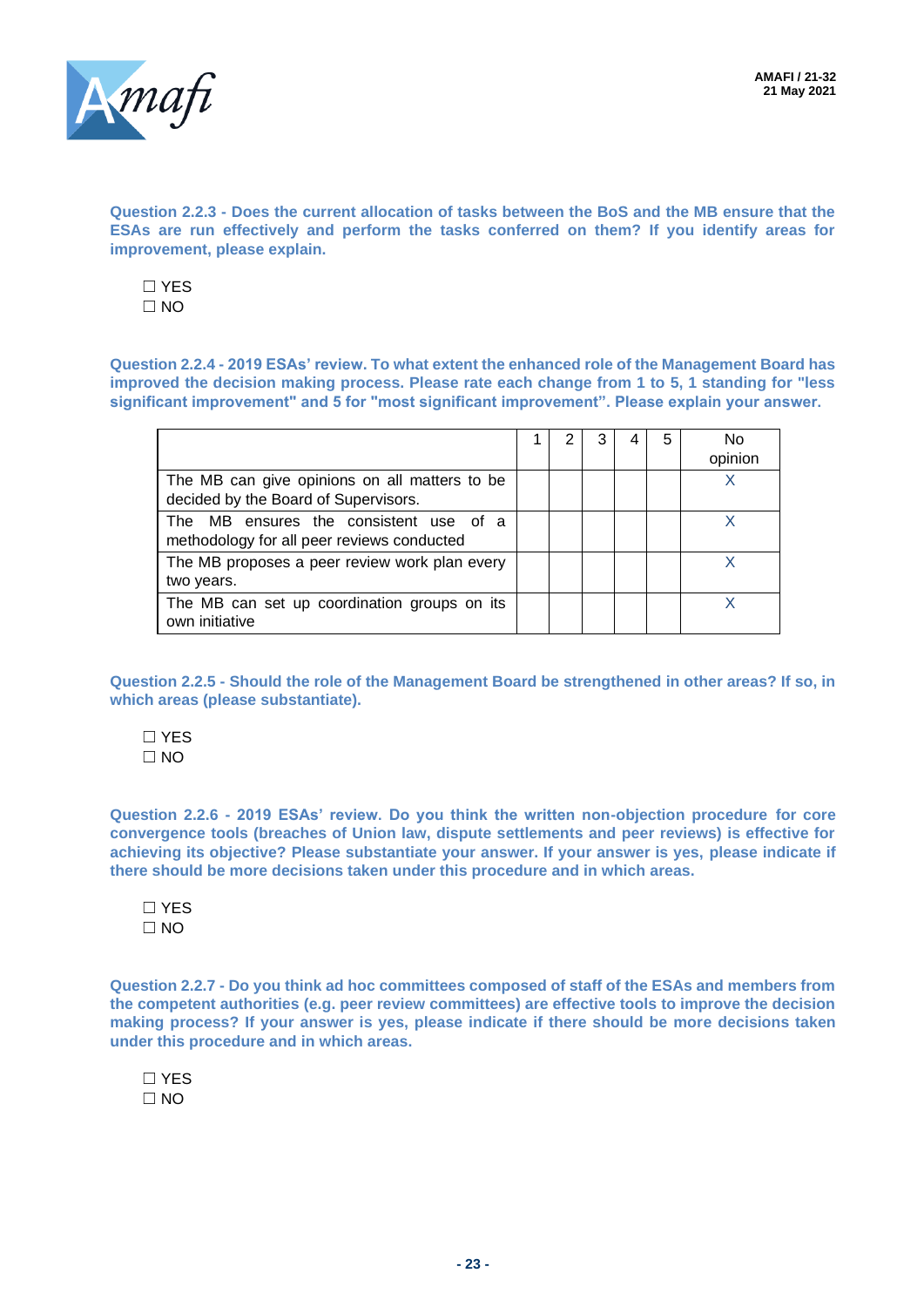**Question 2.2.3 - Does the current allocation of tasks between the BoS and the MB ensure that the ESAs are run effectively and perform the tasks conferred on them? If you identify areas for improvement, please explain.**

☐ YES
☐ NO

**Question 2.2.4 - 2019 ESAs' review. To what extent the enhanced role of the Management Board has improved the decision making process. Please rate each change from 1 to 5, 1 standing for "less significant improvement" and 5 for "most significant improvement". Please explain your answer.**

| | 1 | 2 | 3 | 4 | 5 | No opinion |
|---|---|---|---|---|---|---|
| The MB can give opinions on all matters to be decided by the Board of Supervisors. | | | | | | X |
| The MB ensures the consistent use of a methodology for all peer reviews conducted | | | | | | X |
| The MB proposes a peer review work plan every two years. | | | | | | X |
| The MB can set up coordination groups on its own initiative | | | | | | X |

**Question 2.2.5 - Should the role of the Management Board be strengthened in other areas? If so, in which areas (please substantiate).**

☐ YES
☐ NO

**Question 2.2.6 - 2019 ESAs' review. Do you think the written non-objection procedure for core convergence tools (breaches of Union law, dispute settlements and peer reviews) is effective for achieving its objective? Please substantiate your answer. If your answer is yes, please indicate if there should be more decisions taken under this procedure and in which areas.**

☐ YES
☐ NO

**Question 2.2.7 - Do you think ad hoc committees composed of staff of the ESAs and members from the competent authorities (e.g. peer review committees) are effective tools to improve the decision making process? If your answer is yes, please indicate if there should be more decisions taken under this procedure and in which areas.**

☐ YES
☐ NO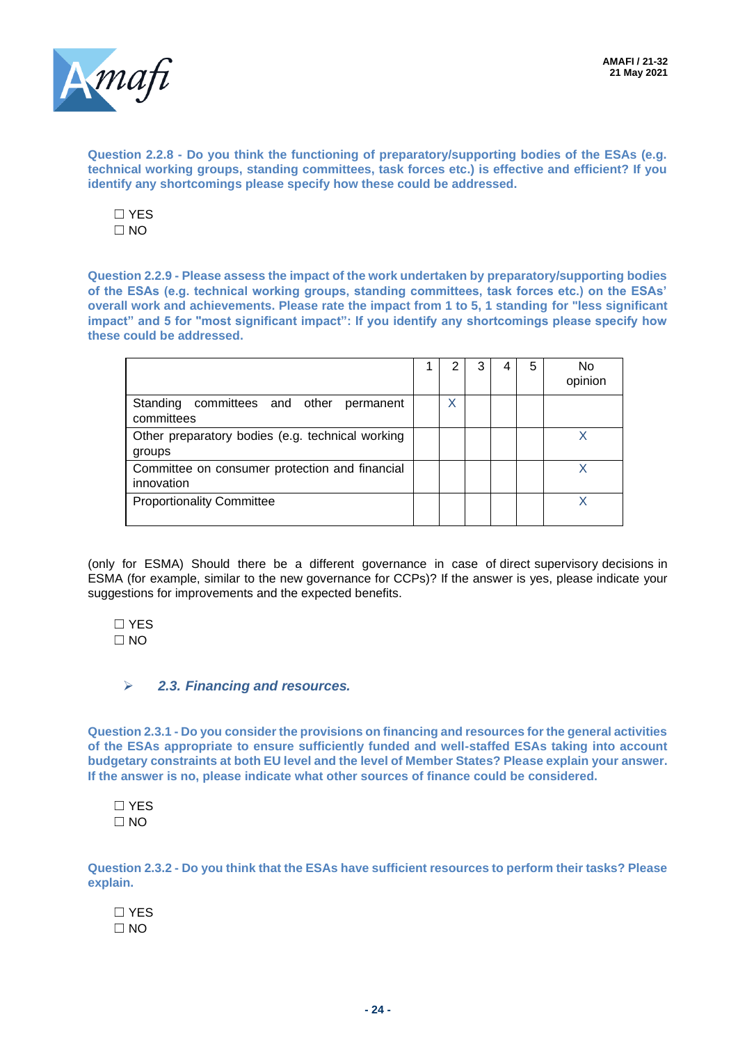**Question 2.2.8 - Do you think the functioning of preparatory/supporting bodies of the ESAs (e.g. technical working groups, standing committees, task forces etc.) is effective and efficient? If you identify any shortcomings please specify how these could be addressed.**

☐ YES
☐ NO

**Question 2.2.9 - Please assess the impact of the work undertaken by preparatory/supporting bodies of the ESAs (e.g. technical working groups, standing committees, task forces etc.) on the ESAs' overall work and achievements. Please rate the impact from 1 to 5, 1 standing for "less significant impact" and 5 for "most significant impact": If you identify any shortcomings please specify how these could be addressed.**

| | 1 | 2 | 3 | 4 | 5 | No opinion |
|---|---|---|---|---|---|---|
| Standing committees and other permanent committees | | X | | | | |
| Other preparatory bodies (e.g. technical working groups | | | | | | X |
| Committee on consumer protection and financial innovation | | | | | | X |
| Proportionality Committee | | | | | | X |

(only for ESMA) Should there be a different governance in case of direct supervisory decisions in ESMA (for example, similar to the new governance for CCPs)? If the answer is yes, please indicate your suggestions for improvements and the expected benefits.

☐ YES
☐ NO

- ***2.3. Financing and resources.***

**Question 2.3.1 - Do you consider the provisions on financing and resources for the general activities of the ESAs appropriate to ensure sufficiently funded and well-staffed ESAs taking into account budgetary constraints at both EU level and the level of Member States? Please explain your answer. If the answer is no, please indicate what other sources of finance could be considered.**

☐ YES
☐ NO

**Question 2.3.2 - Do you think that the ESAs have sufficient resources to perform their tasks? Please explain.**

☐ YES
☐ NO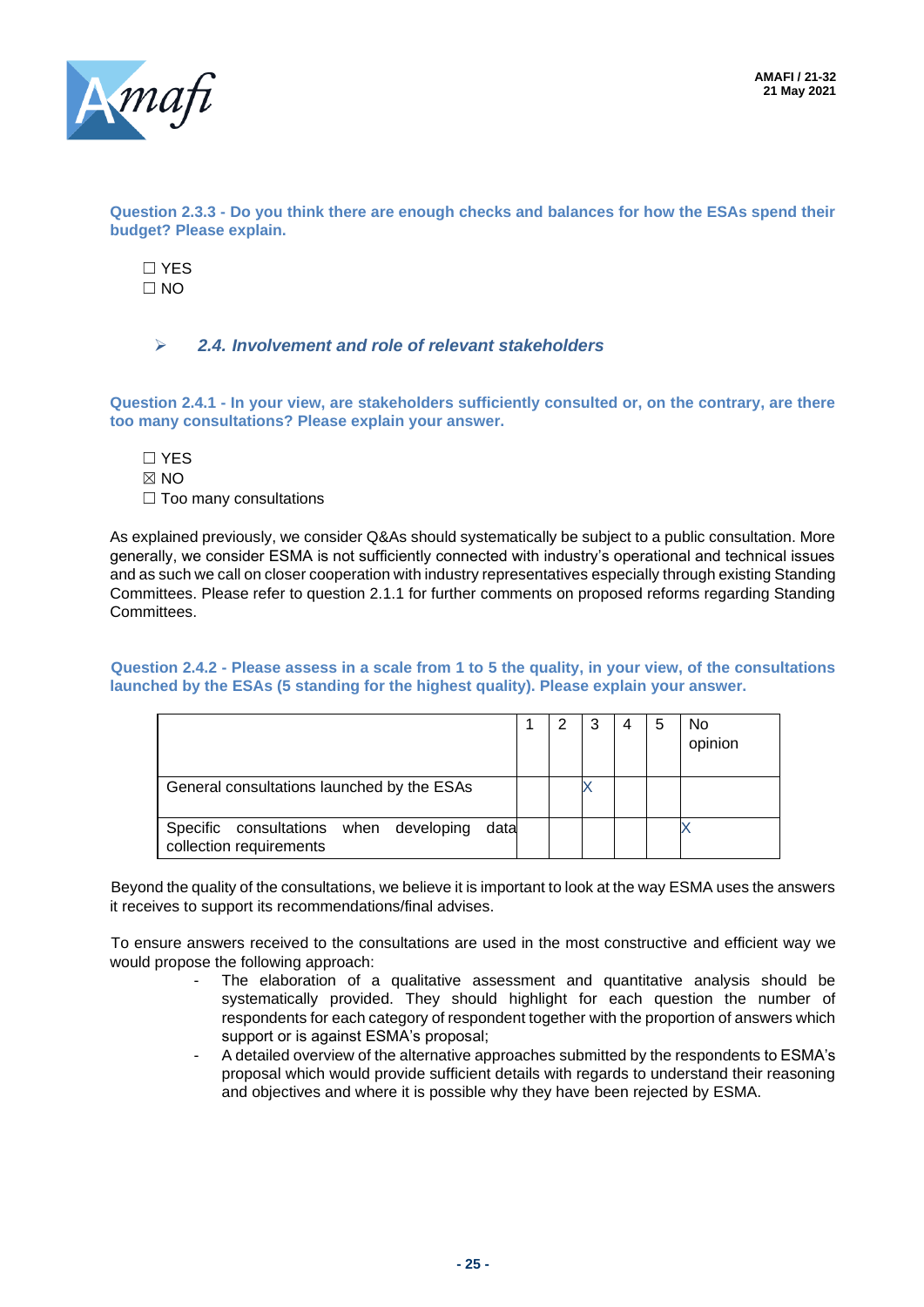**Question 2.3.3 - Do you think there are enough checks and balances for how the ESAs spend their budget? Please explain.**

☐ YES
☐ NO

### ➢ *2.4. Involvement and role of relevant stakeholders*

**Question 2.4.1 - In your view, are stakeholders sufficiently consulted or, on the contrary, are there too many consultations? Please explain your answer.**

☐ YES
☒ NO
☐ Too many consultations

As explained previously, we consider Q&As should systematically be subject to a public consultation. More generally, we consider ESMA is not sufficiently connected with industry's operational and technical issues and as such we call on closer cooperation with industry representatives especially through existing Standing Committees. Please refer to question 2.1.1 for further comments on proposed reforms regarding Standing Committees.

**Question 2.4.2 - Please assess in a scale from 1 to 5 the quality, in your view, of the consultations launched by the ESAs (5 standing for the highest quality). Please explain your answer.**

| | 1 | 2 | 3 | 4 | 5 | No opinion |
|---|---|---|---|---|---|---|
| General consultations launched by the ESAs | | | X | | | |
| Specific consultations when developing data collection requirements | | | | | | X |

Beyond the quality of the consultations, we believe it is important to look at the way ESMA uses the answers it receives to support its recommendations/final advises.

To ensure answers received to the consultations are used in the most constructive and efficient way we would propose the following approach:

- The elaboration of a qualitative assessment and quantitative analysis should be systematically provided. They should highlight for each question the number of respondents for each category of respondent together with the proportion of answers which support or is against ESMA's proposal;
- A detailed overview of the alternative approaches submitted by the respondents to ESMA's proposal which would provide sufficient details with regards to understand their reasoning and objectives and where it is possible why they have been rejected by ESMA.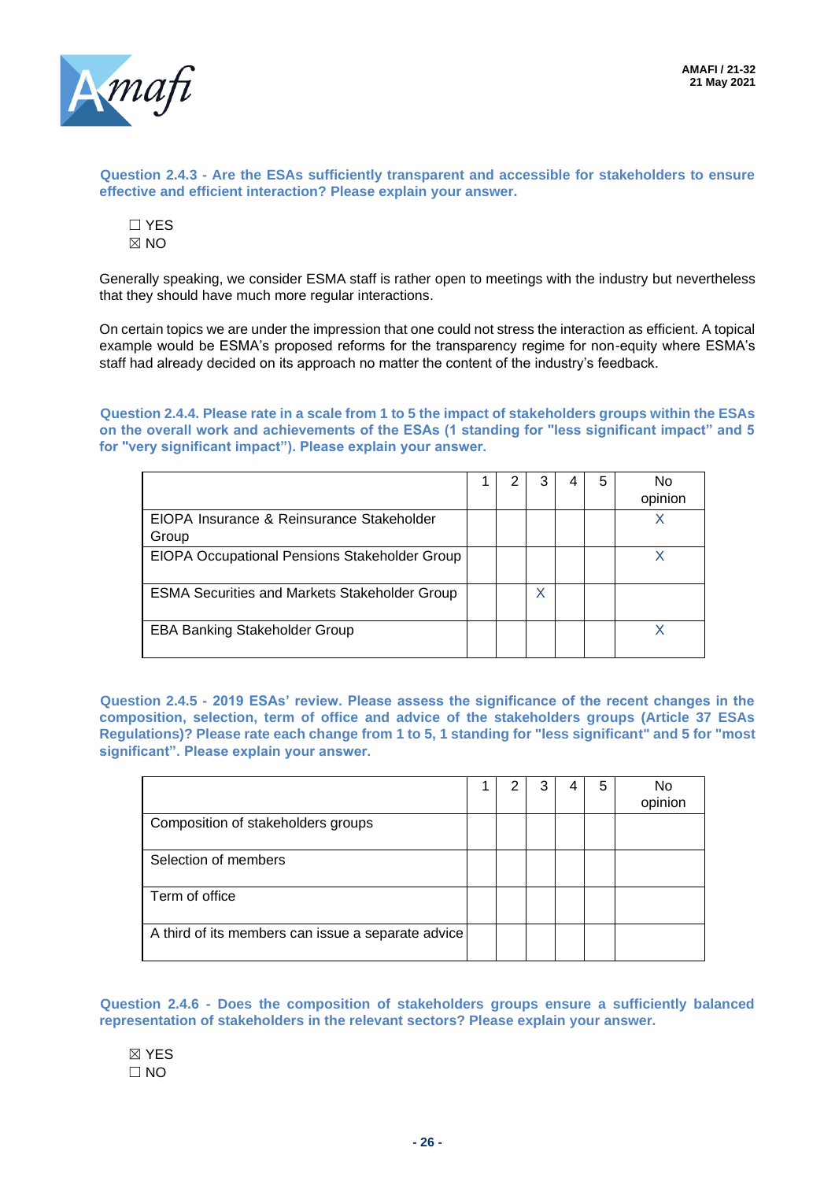**Question 2.4.3 - Are the ESAs sufficiently transparent and accessible for stakeholders to ensure effective and efficient interaction? Please explain your answer.**

☐ YES
☒ NO

Generally speaking, we consider ESMA staff is rather open to meetings with the industry but nevertheless that they should have much more regular interactions.

On certain topics we are under the impression that one could not stress the interaction as efficient. A topical example would be ESMA's proposed reforms for the transparency regime for non-equity where ESMA's staff had already decided on its approach no matter the content of the industry's feedback.

**Question 2.4.4. Please rate in a scale from 1 to 5 the impact of stakeholders groups within the ESAs on the overall work and achievements of the ESAs (1 standing for "less significant impact" and 5 for "very significant impact"). Please explain your answer.**

| | 1 | 2 | 3 | 4 | 5 | No opinion |
|---|---|---|---|---|---|---|
| EIOPA Insurance & Reinsurance Stakeholder Group | | | | | | X |
| EIOPA Occupational Pensions Stakeholder Group | | | | | | X |
| ESMA Securities and Markets Stakeholder Group | | | X | | | |
| EBA Banking Stakeholder Group | | | | | | X |

**Question 2.4.5 - 2019 ESAs' review. Please assess the significance of the recent changes in the composition, selection, term of office and advice of the stakeholders groups (Article 37 ESAs Regulations)? Please rate each change from 1 to 5, 1 standing for "less significant" and 5 for "most significant". Please explain your answer.**

| | 1 | 2 | 3 | 4 | 5 | No opinion |
|---|---|---|---|---|---|---|
| Composition of stakeholders groups | | | | | | |
| Selection of members | | | | | | |
| Term of office | | | | | | |
| A third of its members can issue a separate advice | | | | | | |

**Question 2.4.6 - Does the composition of stakeholders groups ensure a sufficiently balanced representation of stakeholders in the relevant sectors? Please explain your answer.**

☒ YES
☐ NO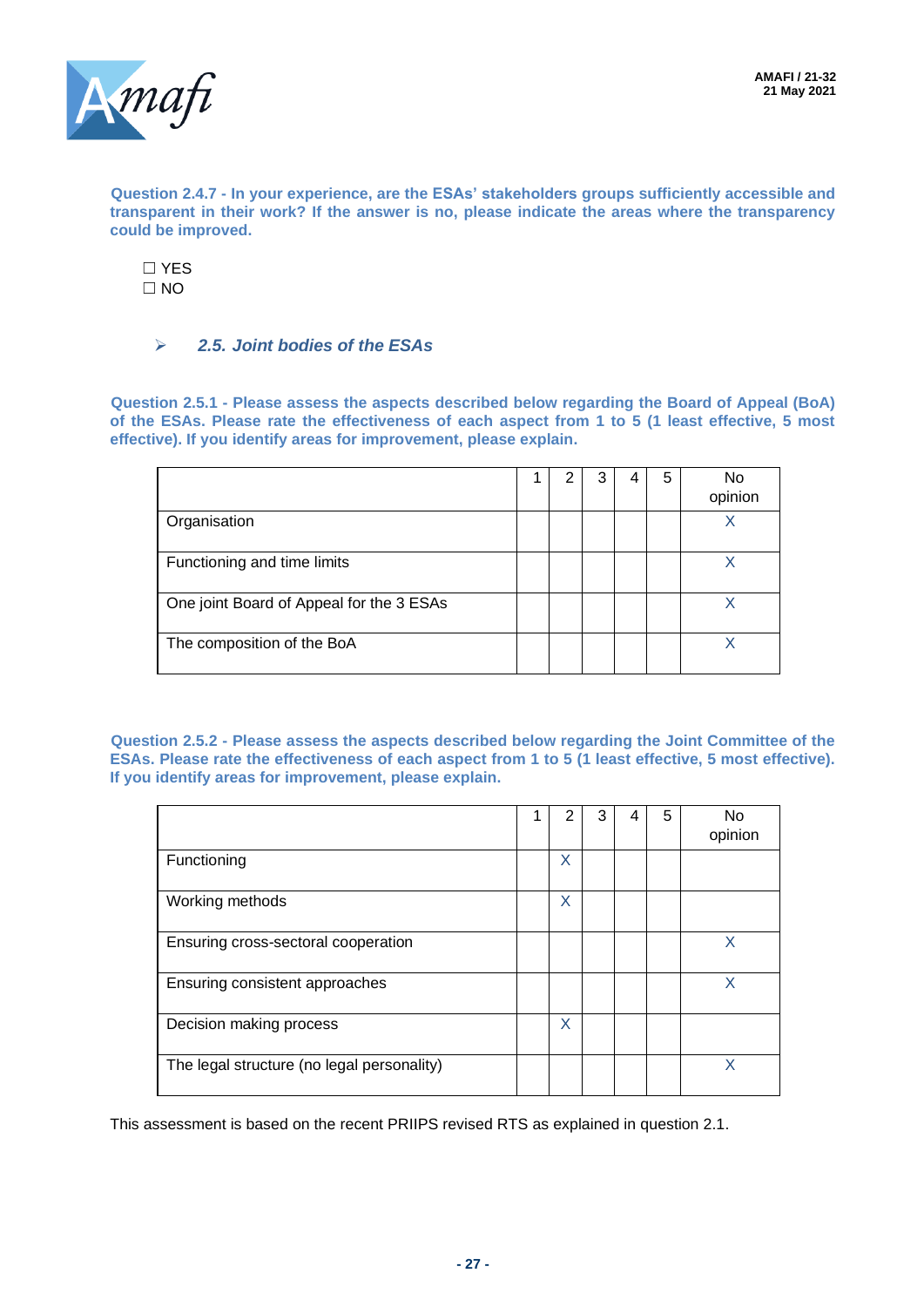**Question 2.4.7 - In your experience, are the ESAs' stakeholders groups sufficiently accessible and transparent in their work? If the answer is no, please indicate the areas where the transparency could be improved.**

☐ YES
☐ NO

### *2.5. Joint bodies of the ESAs*

**Question 2.5.1 - Please assess the aspects described below regarding the Board of Appeal (BoA) of the ESAs. Please rate the effectiveness of each aspect from 1 to 5 (1 least effective, 5 most effective). If you identify areas for improvement, please explain.**

| | 1 | 2 | 3 | 4 | 5 | No opinion |
|---|---|---|---|---|---|---|
| Organisation | | | | | | X |
| Functioning and time limits | | | | | | X |
| One joint Board of Appeal for the 3 ESAs | | | | | | X |
| The composition of the BoA | | | | | | X |

**Question 2.5.2 - Please assess the aspects described below regarding the Joint Committee of the ESAs. Please rate the effectiveness of each aspect from 1 to 5 (1 least effective, 5 most effective). If you identify areas for improvement, please explain.**

| | 1 | 2 | 3 | 4 | 5 | No opinion |
|---|---|---|---|---|---|---|
| Functioning | | X | | | | |
| Working methods | | X | | | | |
| Ensuring cross-sectoral cooperation | | | | | | X |
| Ensuring consistent approaches | | | | | | X |
| Decision making process | | X | | | | |
| The legal structure (no legal personality) | | | | | | X |

This assessment is based on the recent PRIIPS revised RTS as explained in question 2.1.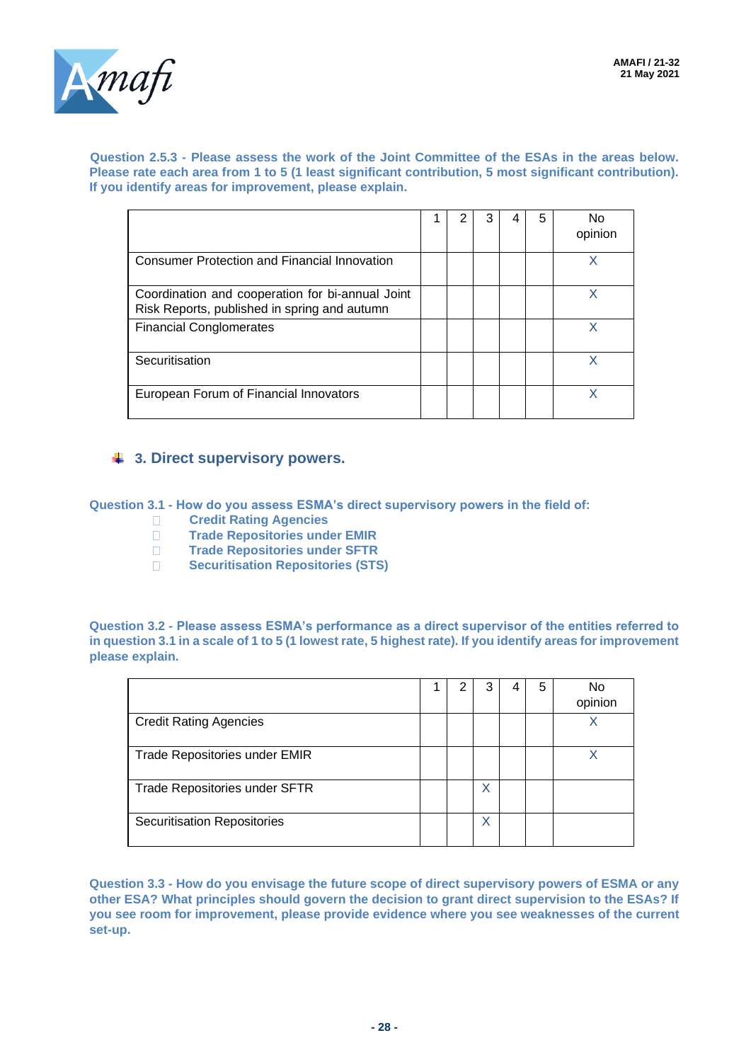**Question 2.5.3 - Please assess the work of the Joint Committee of the ESAs in the areas below. Please rate each area from 1 to 5 (1 least significant contribution, 5 most significant contribution). If you identify areas for improvement, please explain.**

| | 1 | 2 | 3 | 4 | 5 | No opinion |
|---|---|---|---|---|---|---|
| Consumer Protection and Financial Innovation | | | | | | X |
| Coordination and cooperation for bi-annual Joint Risk Reports, published in spring and autumn | | | | | | X |
| Financial Conglomerates | | | | | | X |
| Securitisation | | | | | | X |
| European Forum of Financial Innovators | | | | | | X |

## 3. Direct supervisory powers.

**Question 3.1 - How do you assess ESMA's direct supervisory powers in the field of:**

- **Credit Rating Agencies**
- **Trade Repositories under EMIR**
- **Trade Repositories under SFTR**
- **Securitisation Repositories (STS)**

**Question 3.2 - Please assess ESMA's performance as a direct supervisor of the entities referred to in question 3.1 in a scale of 1 to 5 (1 lowest rate, 5 highest rate). If you identify areas for improvement please explain.**

| | 1 | 2 | 3 | 4 | 5 | No opinion |
|---|---|---|---|---|---|---|
| Credit Rating Agencies | | | | | | X |
| Trade Repositories under EMIR | | | | | | X |
| Trade Repositories under SFTR | | | X | | | |
| Securitisation Repositories | | | X | | | |

**Question 3.3 - How do you envisage the future scope of direct supervisory powers of ESMA or any other ESA? What principles should govern the decision to grant direct supervision to the ESAs? If you see room for improvement, please provide evidence where you see weaknesses of the current set-up.**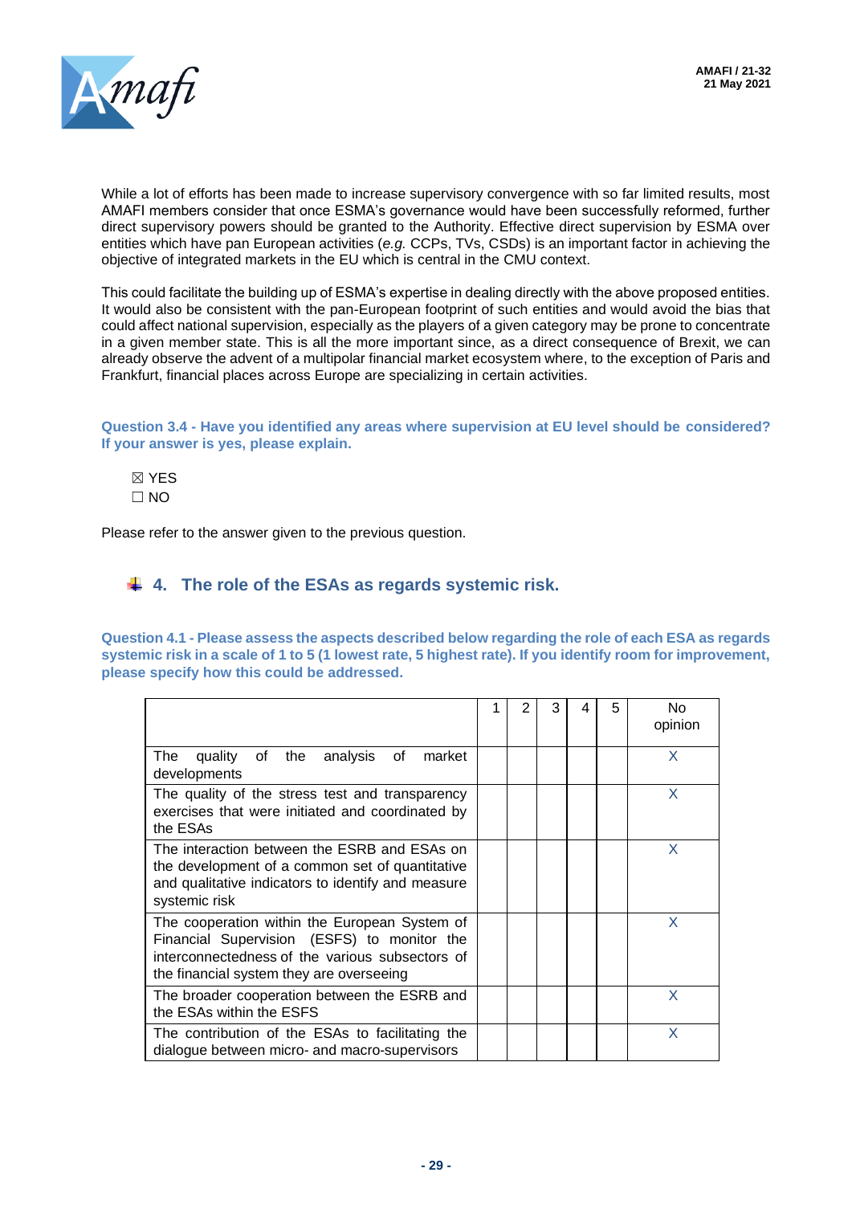While a lot of efforts has been made to increase supervisory convergence with so far limited results, most AMAFI members consider that once ESMA's governance would have been successfully reformed, further direct supervisory powers should be granted to the Authority. Effective direct supervision by ESMA over entities which have pan European activities (*e.g.* CCPs, TVs, CSDs) is an important factor in achieving the objective of integrated markets in the EU which is central in the CMU context.

This could facilitate the building up of ESMA's expertise in dealing directly with the above proposed entities. It would also be consistent with the pan-European footprint of such entities and would avoid the bias that could affect national supervision, especially as the players of a given category may be prone to concentrate in a given member state. This is all the more important since, as a direct consequence of Brexit, we can already observe the advent of a multipolar financial market ecosystem where, to the exception of Paris and Frankfurt, financial places across Europe are specializing in certain activities.

**Question 3.4 - Have you identified any areas where supervision at EU level should be considered? If your answer is yes, please explain.**

☒ YES
☐ NO

Please refer to the answer given to the previous question.

## 4. The role of the ESAs as regards systemic risk.

**Question 4.1 - Please assess the aspects described below regarding the role of each ESA as regards systemic risk in a scale of 1 to 5 (1 lowest rate, 5 highest rate). If you identify room for improvement, please specify how this could be addressed.**

| | 1 | 2 | 3 | 4 | 5 | No opinion |
|---|---|---|---|---|---|---|
| The quality of the analysis of market developments | | | | | | X |
| The quality of the stress test and transparency exercises that were initiated and coordinated by the ESAs | | | | | | X |
| The interaction between the ESRB and ESAs on the development of a common set of quantitative and qualitative indicators to identify and measure systemic risk | | | | | | X |
| The cooperation within the European System of Financial Supervision (ESFS) to monitor the interconnectedness of the various subsectors of the financial system they are overseeing | | | | | | X |
| The broader cooperation between the ESRB and the ESAs within the ESFS | | | | | | X |
| The contribution of the ESAs to facilitating the dialogue between micro- and macro-supervisors | | | | | | X |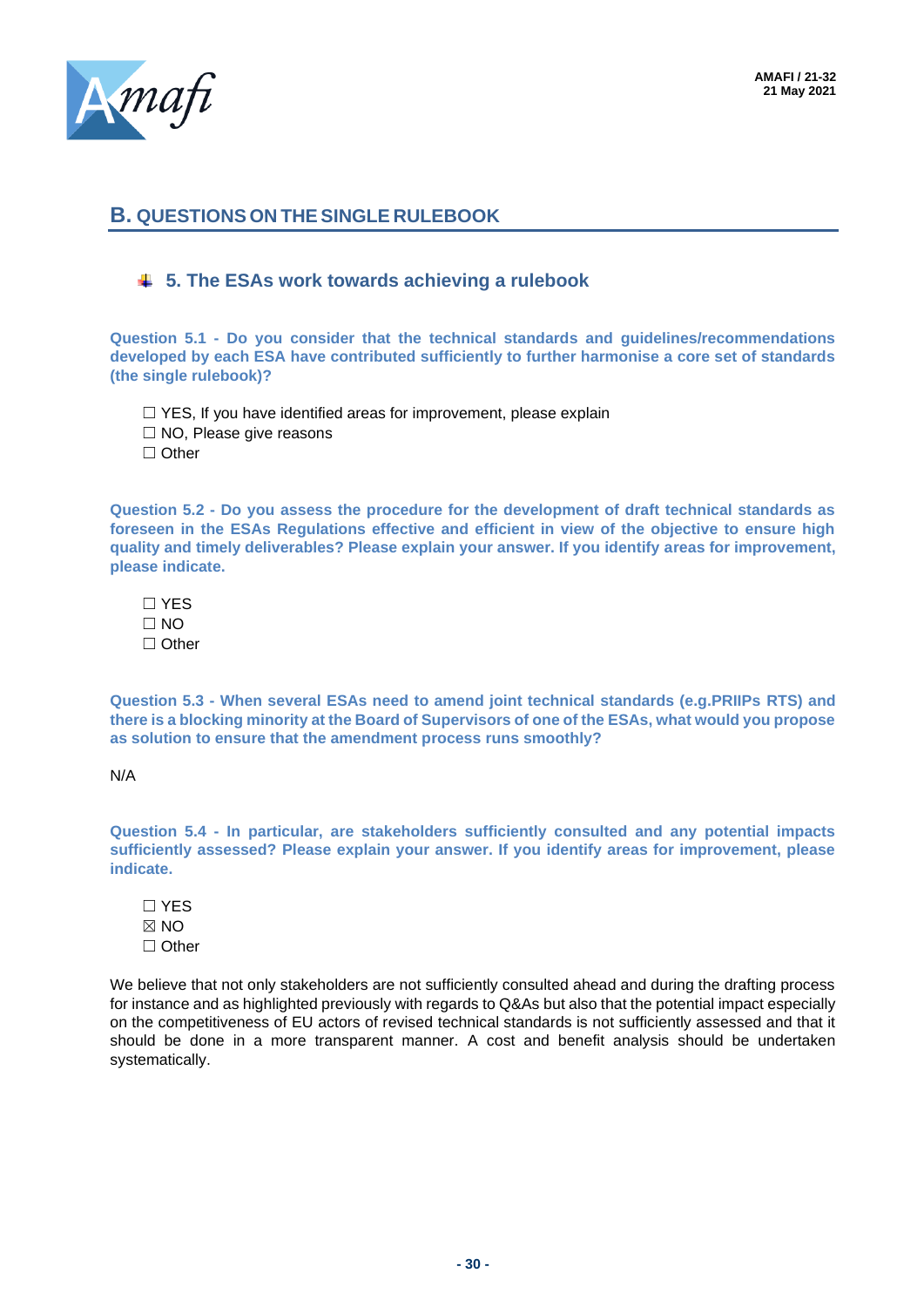## B. QUESTIONS ON THE SINGLE RULEBOOK

### 5. The ESAs work towards achieving a rulebook

**Question 5.1 - Do you consider that the technical standards and guidelines/recommendations developed by each ESA have contributed sufficiently to further harmonise a core set of standards (the single rulebook)?**

☐ YES, If you have identified areas for improvement, please explain
☐ NO, Please give reasons
☐ Other

**Question 5.2 - Do you assess the procedure for the development of draft technical standards as foreseen in the ESAs Regulations effective and efficient in view of the objective to ensure high quality and timely deliverables? Please explain your answer. If you identify areas for improvement, please indicate.**

☐ YES
☐ NO
☐ Other

**Question 5.3 - When several ESAs need to amend joint technical standards (e.g.PRIIPs RTS) and there is a blocking minority at the Board of Supervisors of one of the ESAs, what would you propose as solution to ensure that the amendment process runs smoothly?**

N/A

**Question 5.4 - In particular, are stakeholders sufficiently consulted and any potential impacts sufficiently assessed? Please explain your answer. If you identify areas for improvement, please indicate.**

☐ YES
☒ NO
☐ Other

We believe that not only stakeholders are not sufficiently consulted ahead and during the drafting process for instance and as highlighted previously with regards to Q&As but also that the potential impact especially on the competitiveness of EU actors of revised technical standards is not sufficiently assessed and that it should be done in a more transparent manner. A cost and benefit analysis should be undertaken systematically.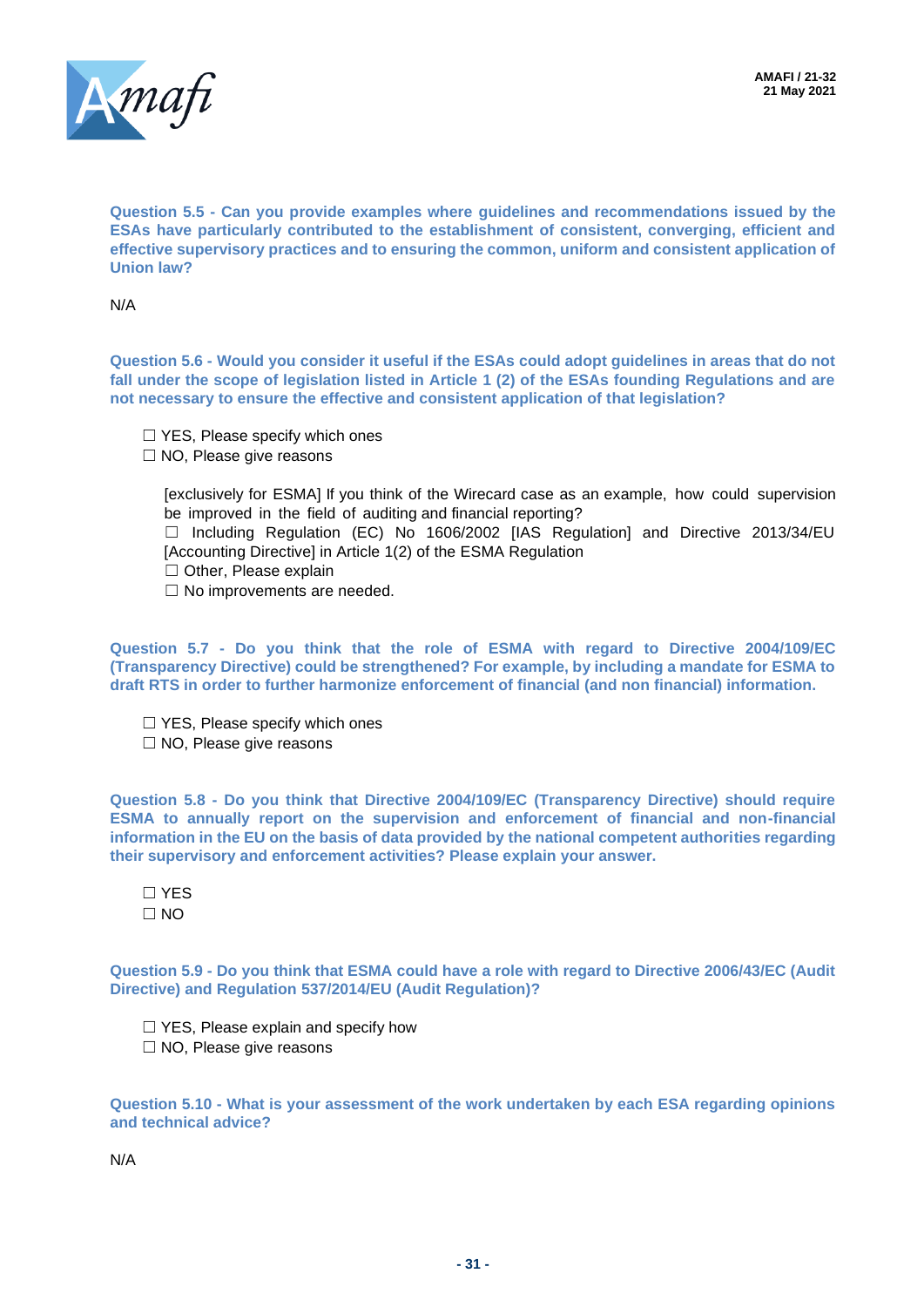**Question 5.5 - Can you provide examples where guidelines and recommendations issued by the ESAs have particularly contributed to the establishment of consistent, converging, efficient and effective supervisory practices and to ensuring the common, uniform and consistent application of Union law?**

N/A

**Question 5.6 - Would you consider it useful if the ESAs could adopt guidelines in areas that do not fall under the scope of legislation listed in Article 1 (2) of the ESAs founding Regulations and are not necessary to ensure the effective and consistent application of that legislation?**

☐ YES, Please specify which ones
☐ NO, Please give reasons

[exclusively for ESMA] If you think of the Wirecard case as an example, how could supervision be improved in the field of auditing and financial reporting?
☐ Including Regulation (EC) No 1606/2002 [IAS Regulation] and Directive 2013/34/EU [Accounting Directive] in Article 1(2) of the ESMA Regulation
☐ Other, Please explain
☐ No improvements are needed.

**Question 5.7 - Do you think that the role of ESMA with regard to Directive 2004/109/EC (Transparency Directive) could be strengthened? For example, by including a mandate for ESMA to draft RTS in order to further harmonize enforcement of financial (and non financial) information.**

☐ YES, Please specify which ones
☐ NO, Please give reasons

**Question 5.8 - Do you think that Directive 2004/109/EC (Transparency Directive) should require ESMA to annually report on the supervision and enforcement of financial and non-financial information in the EU on the basis of data provided by the national competent authorities regarding their supervisory and enforcement activities? Please explain your answer.**

☐ YES
☐ NO

**Question 5.9 - Do you think that ESMA could have a role with regard to Directive 2006/43/EC (Audit Directive) and Regulation 537/2014/EU (Audit Regulation)?**

☐ YES, Please explain and specify how
☐ NO, Please give reasons

**Question 5.10 - What is your assessment of the work undertaken by each ESA regarding opinions and technical advice?**

N/A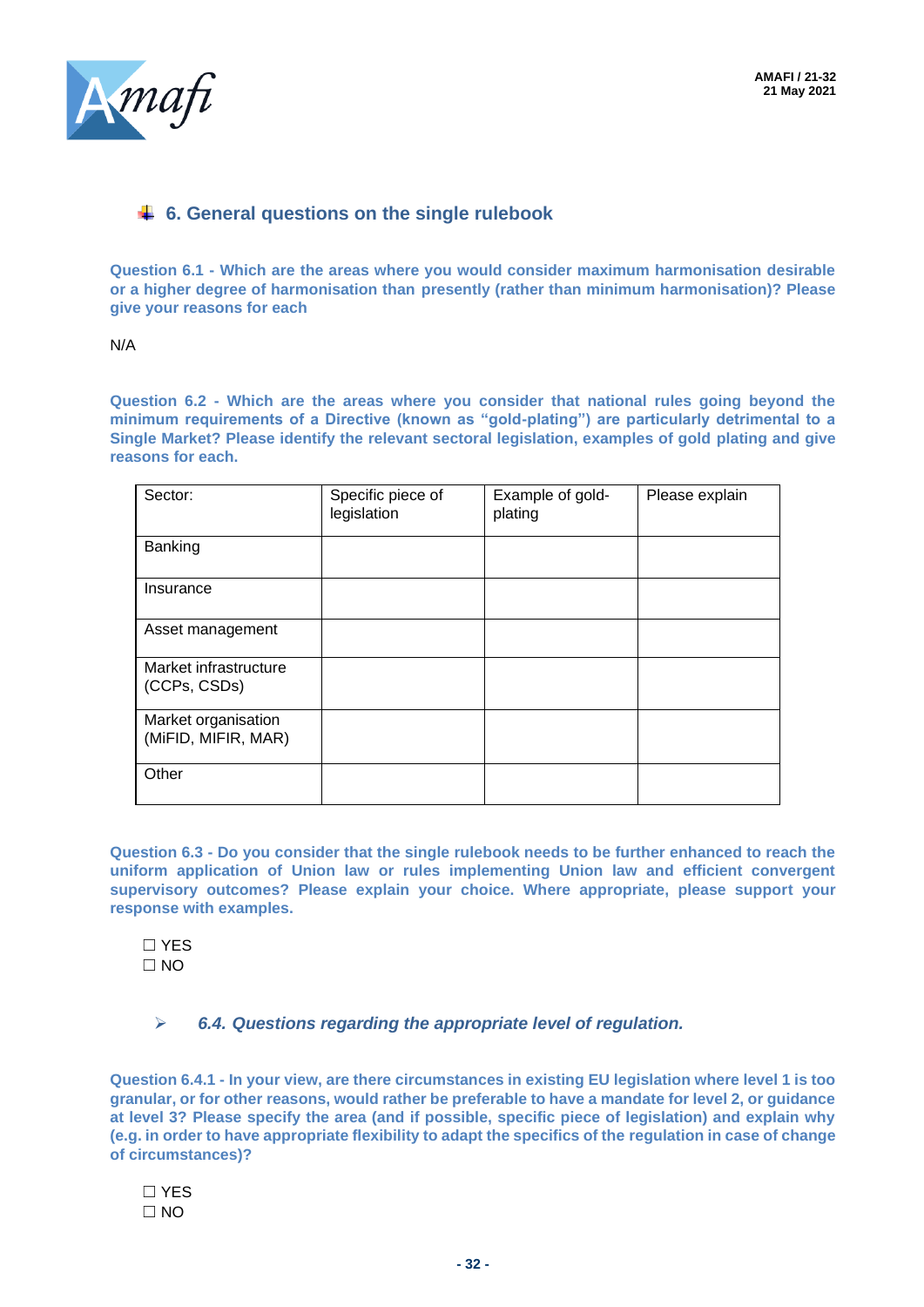## 6. General questions on the single rulebook

**Question 6.1 - Which are the areas where you would consider maximum harmonisation desirable or a higher degree of harmonisation than presently (rather than minimum harmonisation)? Please give your reasons for each**

N/A

**Question 6.2 - Which are the areas where you consider that national rules going beyond the minimum requirements of a Directive (known as "gold-plating") are particularly detrimental to a Single Market? Please identify the relevant sectoral legislation, examples of gold plating and give reasons for each.**

| Sector: | Specific piece of legislation | Example of gold-plating | Please explain |
|---|---|---|---|
| Banking | | | |
| Insurance | | | |
| Asset management | | | |
| Market infrastructure (CCPs, CSDs) | | | |
| Market organisation (MiFID, MIFIR, MAR) | | | |
| Other | | | |

**Question 6.3 - Do you consider that the single rulebook needs to be further enhanced to reach the uniform application of Union law or rules implementing Union law and efficient convergent supervisory outcomes? Please explain your choice. Where appropriate, please support your response with examples.**

☐ YES
☐ NO

### *6.4. Questions regarding the appropriate level of regulation.*

**Question 6.4.1 - In your view, are there circumstances in existing EU legislation where level 1 is too granular, or for other reasons, would rather be preferable to have a mandate for level 2, or guidance at level 3? Please specify the area (and if possible, specific piece of legislation) and explain why (e.g. in order to have appropriate flexibility to adapt the specifics of the regulation in case of change of circumstances)?**

☐ YES
☐ NO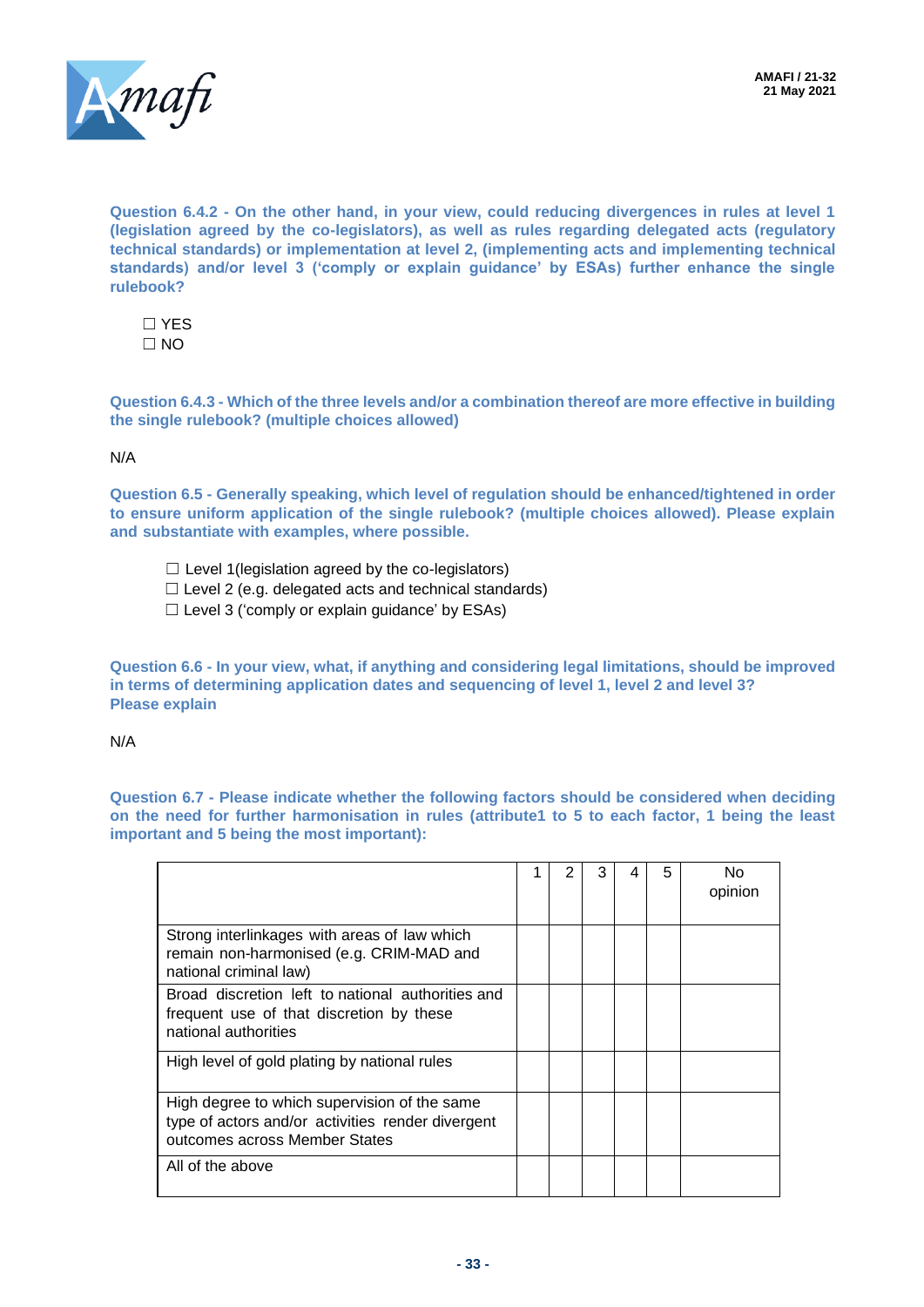**Question 6.4.2 - On the other hand, in your view, could reducing divergences in rules at level 1 (legislation agreed by the co-legislators), as well as rules regarding delegated acts (regulatory technical standards) or implementation at level 2, (implementing acts and implementing technical standards) and/or level 3 ('comply or explain guidance' by ESAs) further enhance the single rulebook?**

☐ YES
☐ NO

**Question 6.4.3 - Which of the three levels and/or a combination thereof are more effective in building the single rulebook? (multiple choices allowed)**

N/A

**Question 6.5 - Generally speaking, which level of regulation should be enhanced/tightened in order to ensure uniform application of the single rulebook? (multiple choices allowed). Please explain and substantiate with examples, where possible.**

☐ Level 1(legislation agreed by the co-legislators)
☐ Level 2 (e.g. delegated acts and technical standards)
☐ Level 3 ('comply or explain guidance' by ESAs)

**Question 6.6 - In your view, what, if anything and considering legal limitations, should be improved in terms of determining application dates and sequencing of level 1, level 2 and level 3? Please explain**

N/A

**Question 6.7 - Please indicate whether the following factors should be considered when deciding on the need for further harmonisation in rules (attribute1 to 5 to each factor, 1 being the least important and 5 being the most important):**

| | 1 | 2 | 3 | 4 | 5 | No opinion |
|---|---|---|---|---|---|---|
| Strong interlinkages with areas of law which remain non-harmonised (e.g. CRIM-MAD and national criminal law) | | | | | | |
| Broad discretion left to national authorities and frequent use of that discretion by these national authorities | | | | | | |
| High level of gold plating by national rules | | | | | | |
| High degree to which supervision of the same type of actors and/or activities render divergent outcomes across Member States | | | | | | |
| All of the above | | | | | | |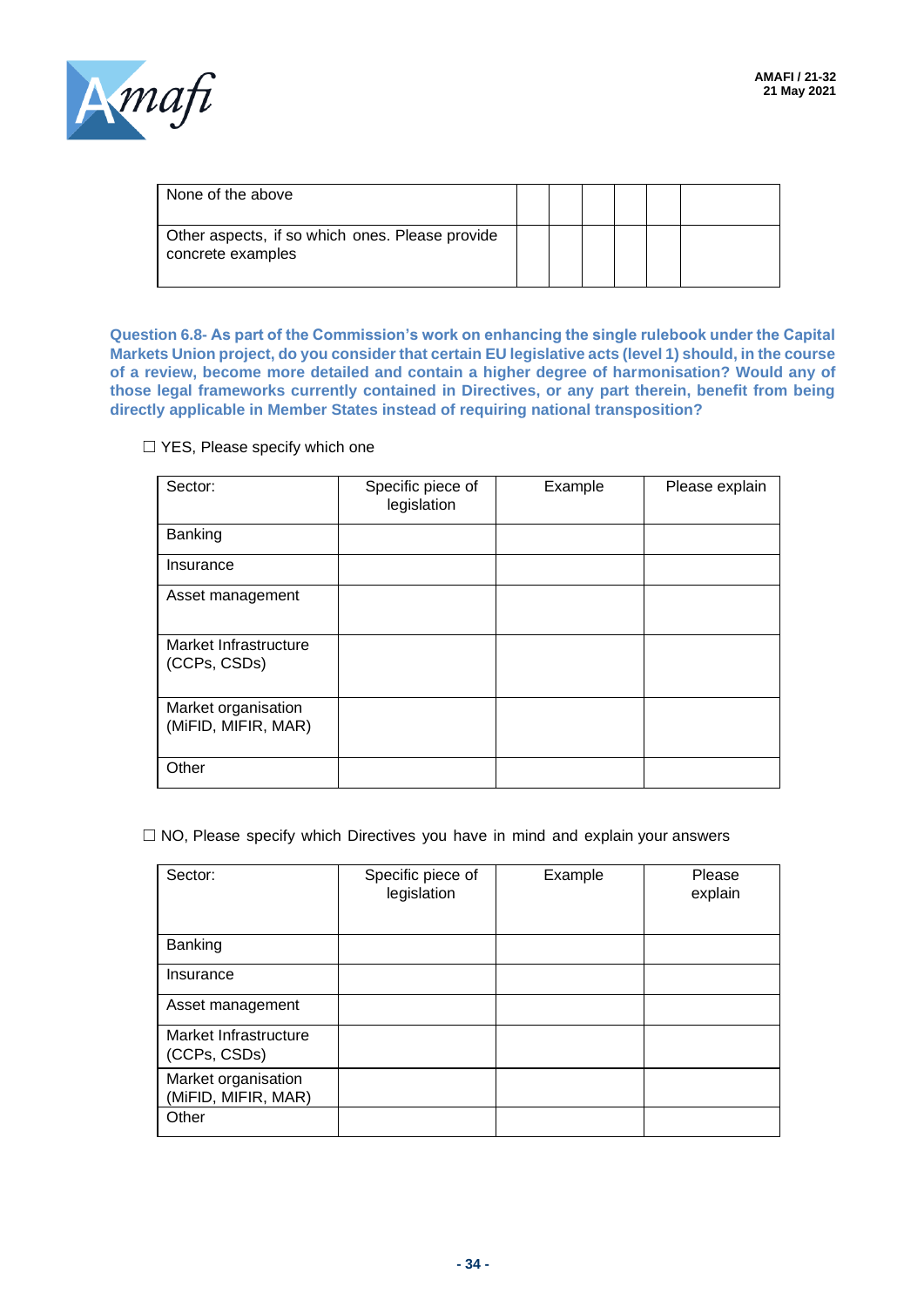| None of the above | | | | | | |
|---|---|---|---|---|---|---|
| Other aspects, if so which ones. Please provide concrete examples | | | | | | |

**Question 6.8- As part of the Commission's work on enhancing the single rulebook under the Capital Markets Union project, do you consider that certain EU legislative acts (level 1) should, in the course of a review, become more detailed and contain a higher degree of harmonisation? Would any of those legal frameworks currently contained in Directives, or any part therein, benefit from being directly applicable in Member States instead of requiring national transposition?**

☐ YES, Please specify which one

| Sector: | Specific piece of legislation | Example | Please explain |
|---|---|---|---|
| Banking | | | |
| Insurance | | | |
| Asset management | | | |
| Market Infrastructure (CCPs, CSDs) | | | |
| Market organisation (MiFID, MIFIR, MAR) | | | |
| Other | | | |

☐ NO, Please specify which Directives you have in mind and explain your answers

| Sector: | Specific piece of legislation | Example | Please explain |
|---|---|---|---|
| Banking | | | |
| Insurance | | | |
| Asset management | | | |
| Market Infrastructure (CCPs, CSDs) | | | |
| Market organisation (MiFID, MIFIR, MAR) | | | |
| Other | | | |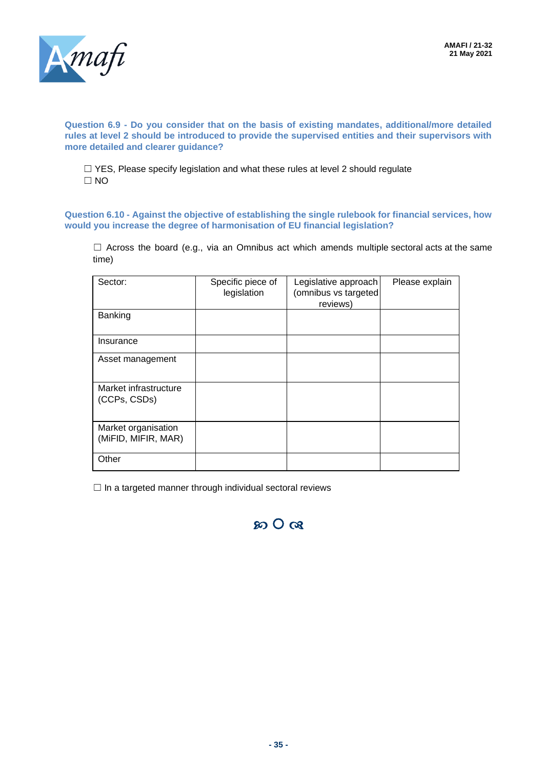**Question 6.9 - Do you consider that on the basis of existing mandates, additional/more detailed rules at level 2 should be introduced to provide the supervised entities and their supervisors with more detailed and clearer guidance?**

☐ YES, Please specify legislation and what these rules at level 2 should regulate
☐ NO

**Question 6.10 - Against the objective of establishing the single rulebook for financial services, how would you increase the degree of harmonisation of EU financial legislation?**

☐ Across the board (e.g., via an Omnibus act which amends multiple sectoral acts at the same time)

| Sector: | Specific piece of legislation | Legislative approach (omnibus vs targeted reviews) | Please explain |
|---|---|---|---|
| Banking | | | |
| Insurance | | | |
| Asset management | | | |
| Market infrastructure (CCPs, CSDs) | | | |
| Market organisation (MiFID, MIFIR, MAR) | | | |
| Other | | | |

☐ In a targeted manner through individual sectoral reviews

ꕥ O ꕥ